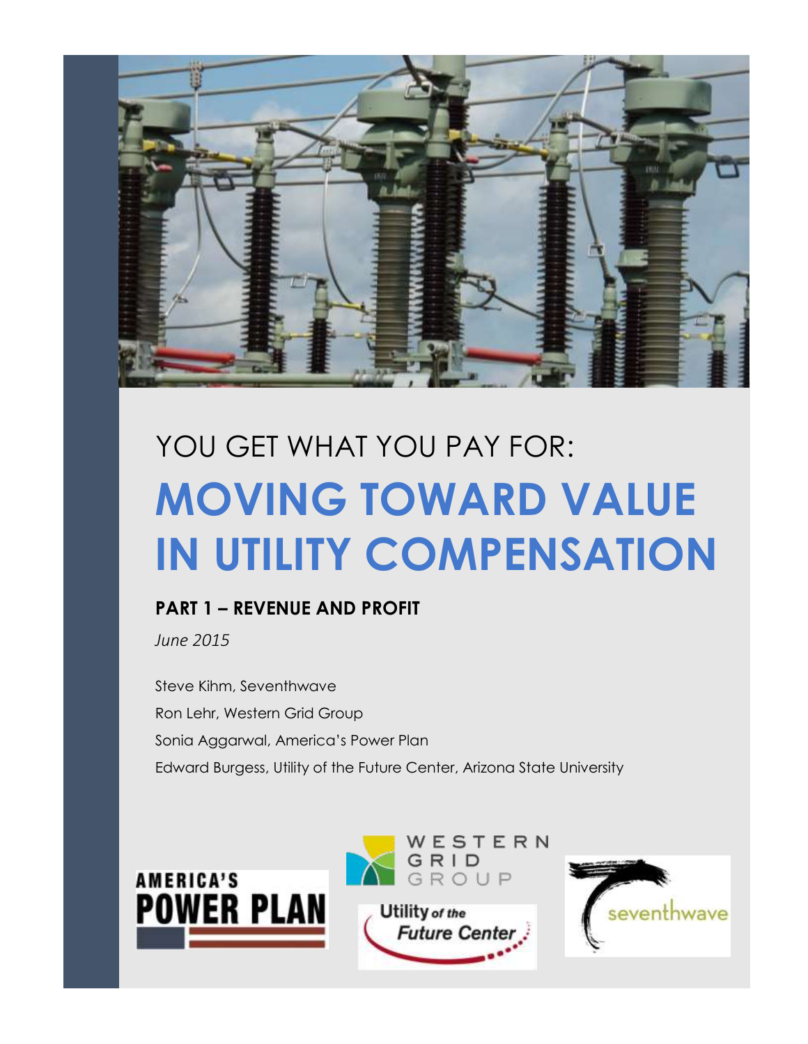# YOU GET WHAT YOU PAY FOR:

# MOVING TOWARD VALUE IN UTILITY COMPENSATION

## PART 1 – REVENUE AND PROFIT

*June 2015*

Steve Kihm, Seventhwave

Ron Lehr, Western Grid Group

Sonia Aggarwal, America's Power Plan

Edward Burgess, Utility of the Future Center, Arizona State University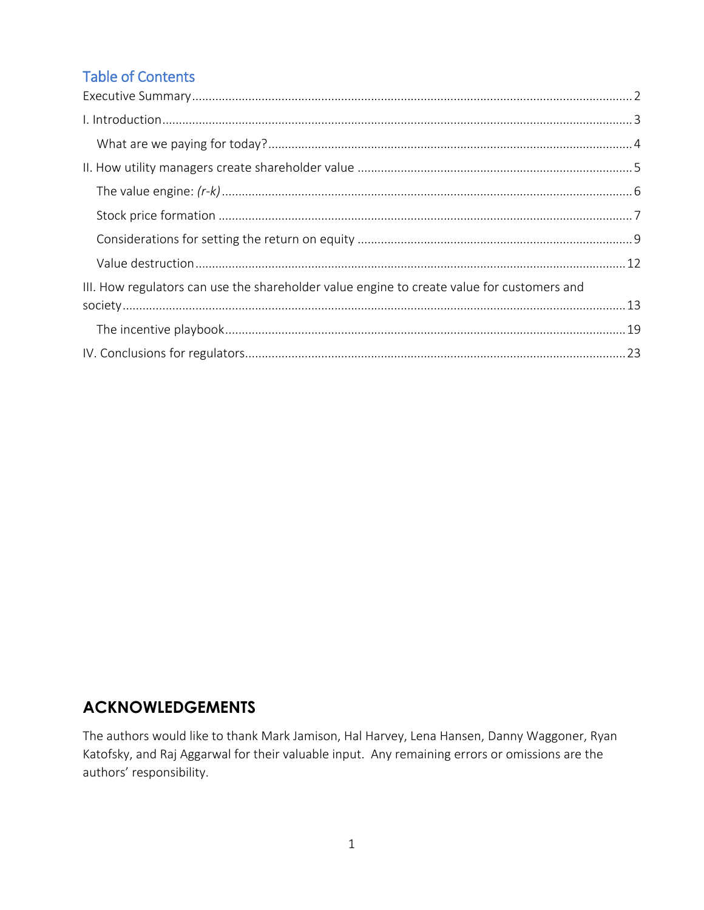## Table of Contents

Executive Summary ........ 2

I. Introduction ........ 3

- What are we paying for today? ........ 4

II. How utility managers create shareholder value ........ 5

- The value engine: *(r-k)* ........ 6
- Stock price formation ........ 7
- Considerations for setting the return on equity ........ 9
- Value destruction ........ 12

III. How regulators can use the shareholder value engine to create value for customers and society ........ 13

- The incentive playbook ........ 19

IV. Conclusions for regulators ........ 23

## ACKNOWLEDGEMENTS

The authors would like to thank Mark Jamison, Hal Harvey, Lena Hansen, Danny Waggoner, Ryan Katofsky, and Raj Aggarwal for their valuable input. Any remaining errors or omissions are the authors' responsibility.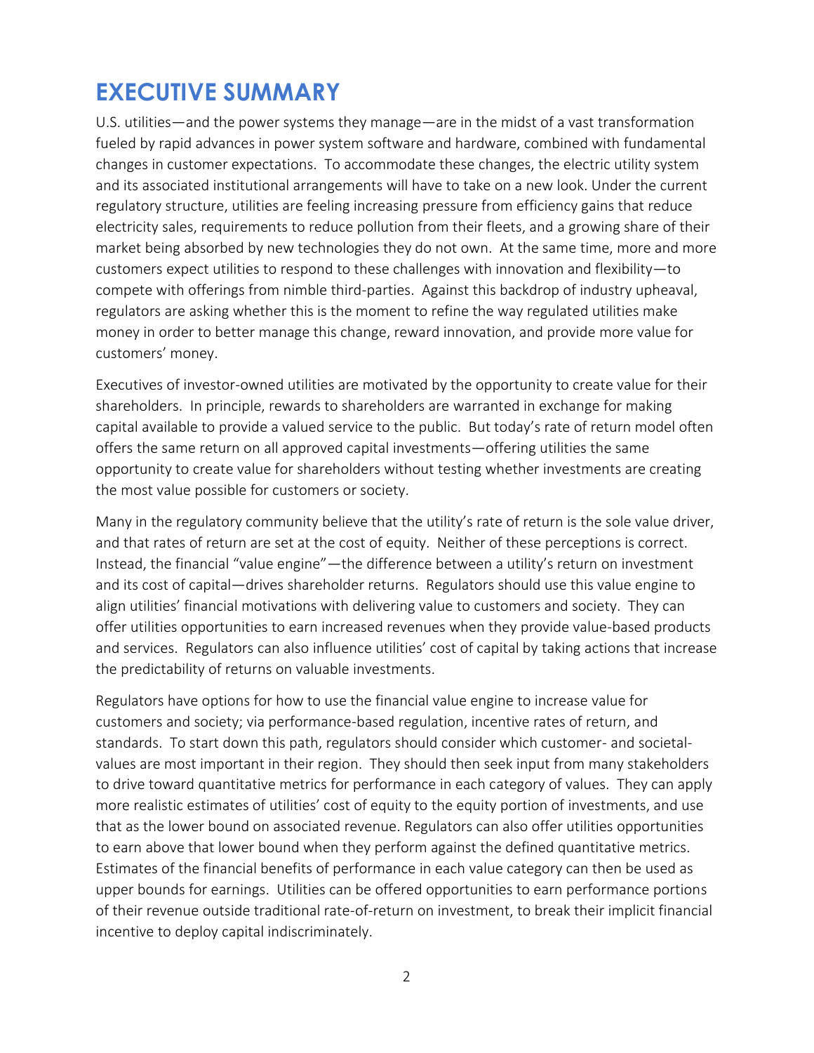# EXECUTIVE SUMMARY

U.S. utilities—and the power systems they manage—are in the midst of a vast transformation fueled by rapid advances in power system software and hardware, combined with fundamental changes in customer expectations. To accommodate these changes, the electric utility system and its associated institutional arrangements will have to take on a new look. Under the current regulatory structure, utilities are feeling increasing pressure from efficiency gains that reduce electricity sales, requirements to reduce pollution from their fleets, and a growing share of their market being absorbed by new technologies they do not own. At the same time, more and more customers expect utilities to respond to these challenges with innovation and flexibility—to compete with offerings from nimble third-parties. Against this backdrop of industry upheaval, regulators are asking whether this is the moment to refine the way regulated utilities make money in order to better manage this change, reward innovation, and provide more value for customers' money.

Executives of investor-owned utilities are motivated by the opportunity to create value for their shareholders. In principle, rewards to shareholders are warranted in exchange for making capital available to provide a valued service to the public. But today's rate of return model often offers the same return on all approved capital investments—offering utilities the same opportunity to create value for shareholders without testing whether investments are creating the most value possible for customers or society.

Many in the regulatory community believe that the utility's rate of return is the sole value driver, and that rates of return are set at the cost of equity. Neither of these perceptions is correct. Instead, the financial "value engine"—the difference between a utility's return on investment and its cost of capital—drives shareholder returns. Regulators should use this value engine to align utilities' financial motivations with delivering value to customers and society. They can offer utilities opportunities to earn increased revenues when they provide value-based products and services. Regulators can also influence utilities' cost of capital by taking actions that increase the predictability of returns on valuable investments.

Regulators have options for how to use the financial value engine to increase value for customers and society; via performance-based regulation, incentive rates of return, and standards. To start down this path, regulators should consider which customer- and societal-values are most important in their region. They should then seek input from many stakeholders to drive toward quantitative metrics for performance in each category of values. They can apply more realistic estimates of utilities' cost of equity to the equity portion of investments, and use that as the lower bound on associated revenue. Regulators can also offer utilities opportunities to earn above that lower bound when they perform against the defined quantitative metrics. Estimates of the financial benefits of performance in each value category can then be used as upper bounds for earnings. Utilities can be offered opportunities to earn performance portions of their revenue outside traditional rate-of-return on investment, to break their implicit financial incentive to deploy capital indiscriminately.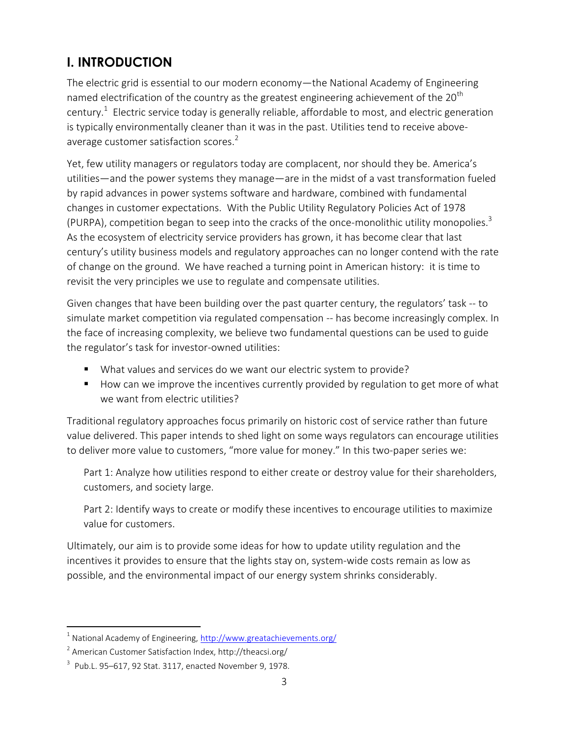## I. INTRODUCTION

The electric grid is essential to our modern economy—the National Academy of Engineering named electrification of the country as the greatest engineering achievement of the 20th century.[1] Electric service today is generally reliable, affordable to most, and electric generation is typically environmentally cleaner than it was in the past. Utilities tend to receive above-average customer satisfaction scores.[2]

Yet, few utility managers or regulators today are complacent, nor should they be. America's utilities—and the power systems they manage—are in the midst of a vast transformation fueled by rapid advances in power systems software and hardware, combined with fundamental changes in customer expectations. With the Public Utility Regulatory Policies Act of 1978 (PURPA), competition began to seep into the cracks of the once-monolithic utility monopolies.[3] As the ecosystem of electricity service providers has grown, it has become clear that last century's utility business models and regulatory approaches can no longer contend with the rate of change on the ground. We have reached a turning point in American history: it is time to revisit the very principles we use to regulate and compensate utilities.

Given changes that have been building over the past quarter century, the regulators' task -- to simulate market competition via regulated compensation -- has become increasingly complex. In the face of increasing complexity, we believe two fundamental questions can be used to guide the regulator's task for investor-owned utilities:

- What values and services do we want our electric system to provide?
- How can we improve the incentives currently provided by regulation to get more of what we want from electric utilities?

Traditional regulatory approaches focus primarily on historic cost of service rather than future value delivered. This paper intends to shed light on some ways regulators can encourage utilities to deliver more value to customers, "more value for money." In this two-paper series we:

Part 1: Analyze how utilities respond to either create or destroy value for their shareholders, customers, and society large.

Part 2: Identify ways to create or modify these incentives to encourage utilities to maximize value for customers.

Ultimately, our aim is to provide some ideas for how to update utility regulation and the incentives it provides to ensure that the lights stay on, system-wide costs remain as low as possible, and the environmental impact of our energy system shrinks considerably.

---

[1] National Academy of Engineering, http://www.greatachievements.org/

[2] American Customer Satisfaction Index, http://theacsi.org/

[3] Pub.L. 95–617, 92 Stat. 3117, enacted November 9, 1978.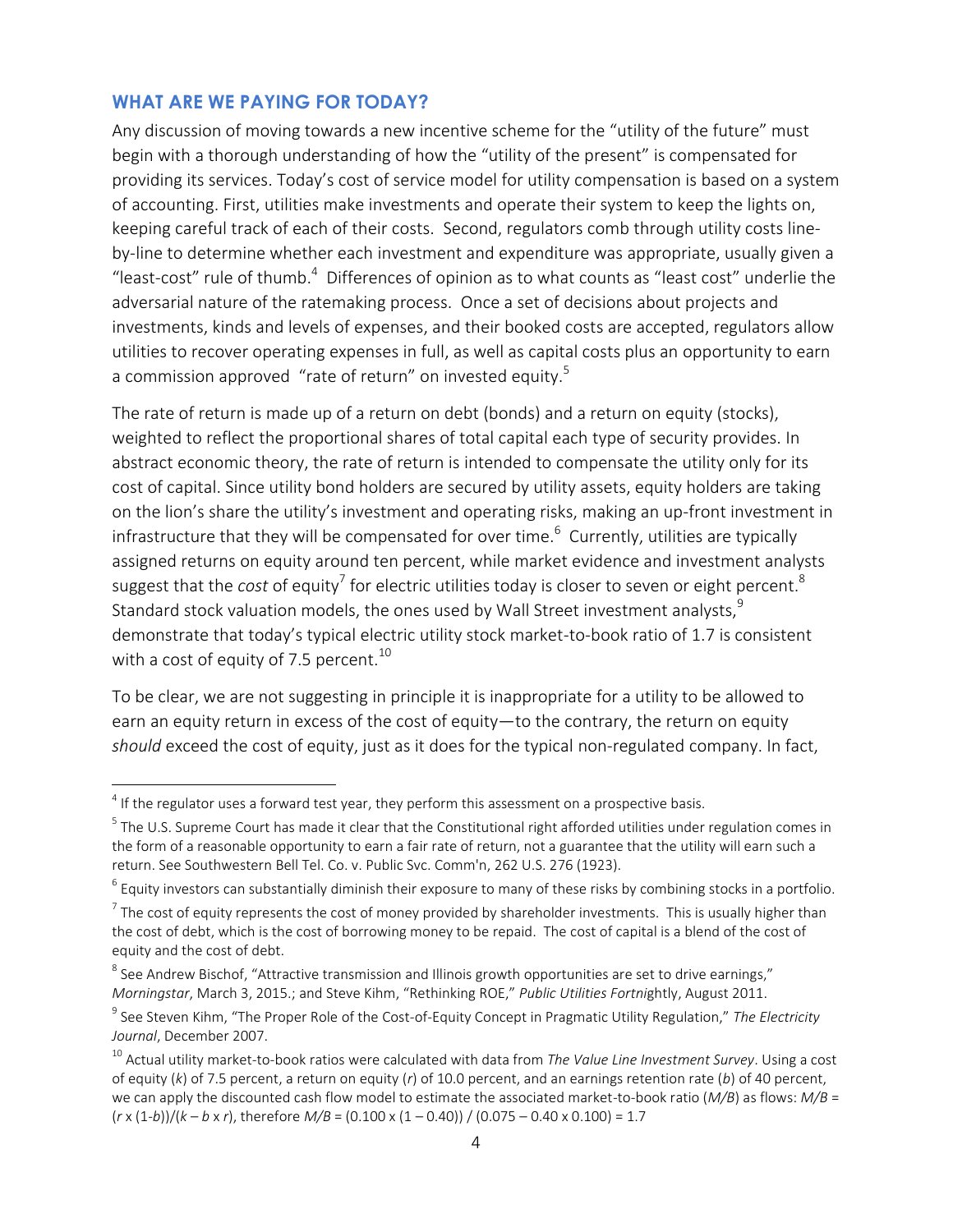## WHAT ARE WE PAYING FOR TODAY?

Any discussion of moving towards a new incentive scheme for the "utility of the future" must begin with a thorough understanding of how the "utility of the present" is compensated for providing its services. Today's cost of service model for utility compensation is based on a system of accounting. First, utilities make investments and operate their system to keep the lights on, keeping careful track of each of their costs. Second, regulators comb through utility costs line-by-line to determine whether each investment and expenditure was appropriate, usually given a "least-cost" rule of thumb.[4] Differences of opinion as to what counts as "least cost" underlie the adversarial nature of the ratemaking process. Once a set of decisions about projects and investments, kinds and levels of expenses, and their booked costs are accepted, regulators allow utilities to recover operating expenses in full, as well as capital costs plus an opportunity to earn a commission approved "rate of return" on invested equity.[5]

The rate of return is made up of a return on debt (bonds) and a return on equity (stocks), weighted to reflect the proportional shares of total capital each type of security provides. In abstract economic theory, the rate of return is intended to compensate the utility only for its cost of capital. Since utility bond holders are secured by utility assets, equity holders are taking on the lion's share the utility's investment and operating risks, making an up-front investment in infrastructure that they will be compensated for over time.[6] Currently, utilities are typically assigned returns on equity around ten percent, while market evidence and investment analysts suggest that the *cost* of equity[7] for electric utilities today is closer to seven or eight percent.[8] Standard stock valuation models, the ones used by Wall Street investment analysts,[9] demonstrate that today's typical electric utility stock market-to-book ratio of 1.7 is consistent with a cost of equity of 7.5 percent.[10]

To be clear, we are not suggesting in principle it is inappropriate for a utility to be allowed to earn an equity return in excess of the cost of equity—to the contrary, the return on equity *should* exceed the cost of equity, just as it does for the typical non-regulated company. In fact,

---

[4] If the regulator uses a forward test year, they perform this assessment on a prospective basis.

[5] The U.S. Supreme Court has made it clear that the Constitutional right afforded utilities under regulation comes in the form of a reasonable opportunity to earn a fair rate of return, not a guarantee that the utility will earn such a return. See Southwestern Bell Tel. Co. v. Public Svc. Comm'n, 262 U.S. 276 (1923).

[6] Equity investors can substantially diminish their exposure to many of these risks by combining stocks in a portfolio.

[7] The cost of equity represents the cost of money provided by shareholder investments. This is usually higher than the cost of debt, which is the cost of borrowing money to be repaid. The cost of capital is a blend of the cost of equity and the cost of debt.

[8] See Andrew Bischof, "Attractive transmission and Illinois growth opportunities are set to drive earnings," *Morningstar*, March 3, 2015.; and Steve Kihm, "Rethinking ROE," *Public Utilities Fortnightly*, August 2011.

[9] See Steven Kihm, "The Proper Role of the Cost-of-Equity Concept in Pragmatic Utility Regulation," *The Electricity Journal*, December 2007.

[10] Actual utility market-to-book ratios were calculated with data from *The Value Line Investment Survey*. Using a cost of equity ($k$) of 7.5 percent, a return on equity ($r$) of 10.0 percent, and an earnings retention rate ($b$) of 40 percent, we can apply the discounted cash flow model to estimate the associated market-to-book ratio ($M/B$) as flows: $M/B = (r \times (1-b))/(k - b \times r)$, therefore $M/B = (0.100 \times (1 - 0.40)) / (0.075 - 0.40 \times 0.100) = 1.7$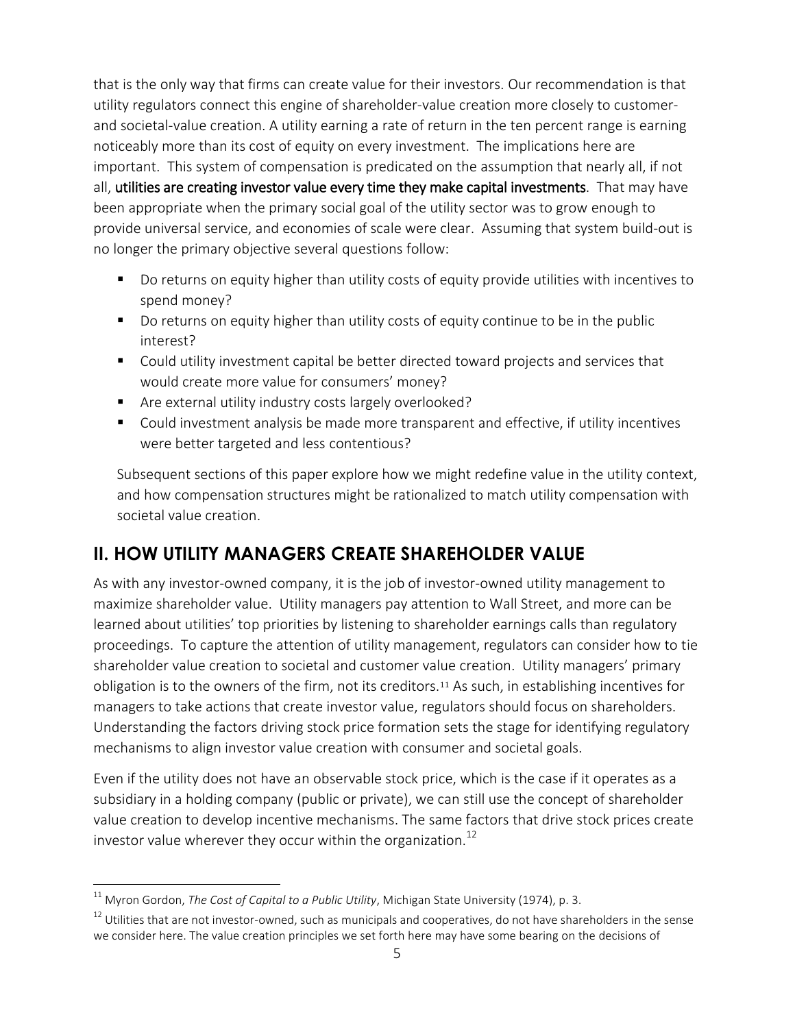that is the only way that firms can create value for their investors. Our recommendation is that utility regulators connect this engine of shareholder-value creation more closely to customer- and societal-value creation. A utility earning a rate of return in the ten percent range is earning noticeably more than its cost of equity on every investment. The implications here are important. This system of compensation is predicated on the assumption that nearly all, if not all, **utilities are creating investor value every time they make capital investments**. That may have been appropriate when the primary social goal of the utility sector was to grow enough to provide universal service, and economies of scale were clear. Assuming that system build-out is no longer the primary objective several questions follow:

- Do returns on equity higher than utility costs of equity provide utilities with incentives to spend money?
- Do returns on equity higher than utility costs of equity continue to be in the public interest?
- Could utility investment capital be better directed toward projects and services that would create more value for consumers' money?
- Are external utility industry costs largely overlooked?
- Could investment analysis be made more transparent and effective, if utility incentives were better targeted and less contentious?

Subsequent sections of this paper explore how we might redefine value in the utility context, and how compensation structures might be rationalized to match utility compensation with societal value creation.

## II. HOW UTILITY MANAGERS CREATE SHAREHOLDER VALUE

As with any investor-owned company, it is the job of investor-owned utility management to maximize shareholder value. Utility managers pay attention to Wall Street, and more can be learned about utilities' top priorities by listening to shareholder earnings calls than regulatory proceedings. To capture the attention of utility management, regulators can consider how to tie shareholder value creation to societal and customer value creation. Utility managers' primary obligation is to the owners of the firm, not its creditors.[11] As such, in establishing incentives for managers to take actions that create investor value, regulators should focus on shareholders. Understanding the factors driving stock price formation sets the stage for identifying regulatory mechanisms to align investor value creation with consumer and societal goals.

Even if the utility does not have an observable stock price, which is the case if it operates as a subsidiary in a holding company (public or private), we can still use the concept of shareholder value creation to develop incentive mechanisms. The same factors that drive stock prices create investor value wherever they occur within the organization.[12]

---

[11] Myron Gordon, *The Cost of Capital to a Public Utility*, Michigan State University (1974), p. 3.

[12] Utilities that are not investor-owned, such as municipals and cooperatives, do not have shareholders in the sense we consider here. The value creation principles we set forth here may have some bearing on the decisions of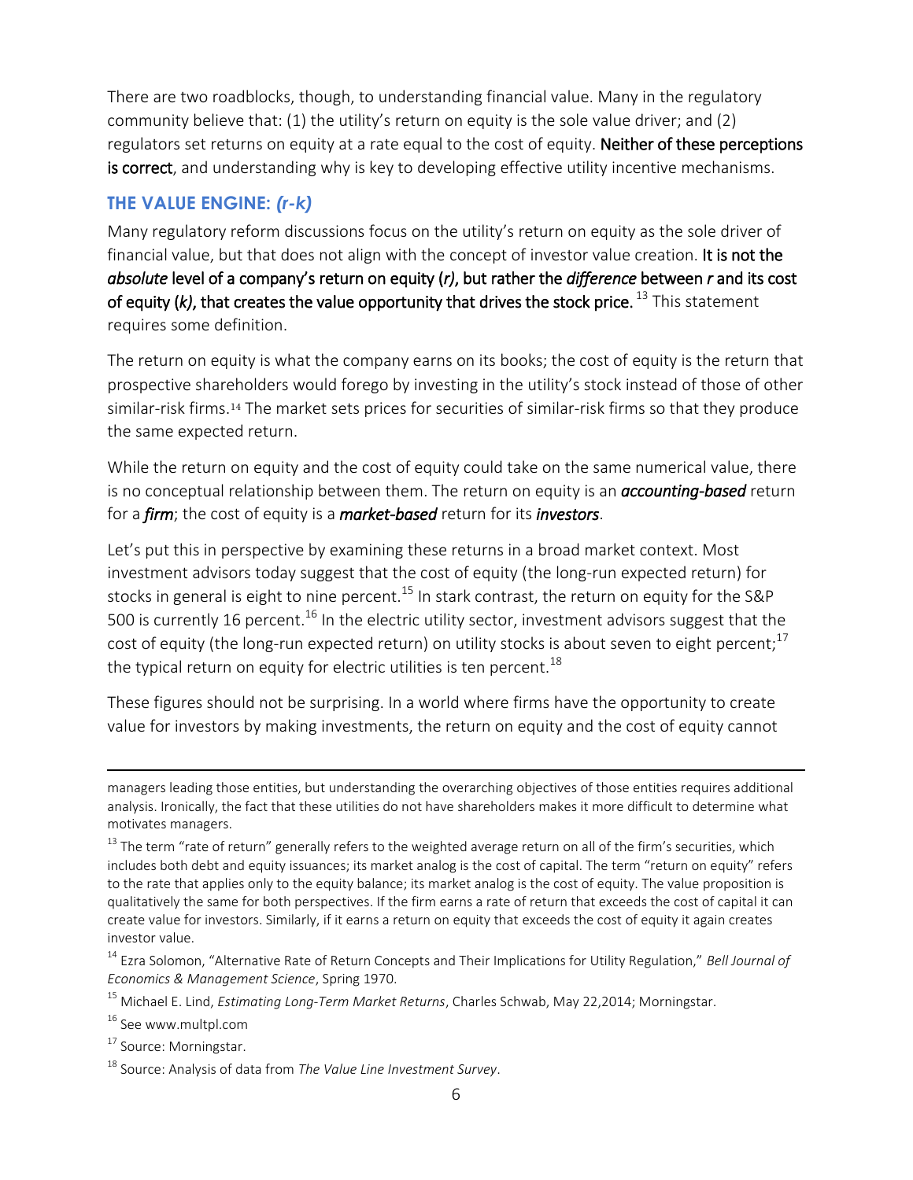There are two roadblocks, though, to understanding financial value. Many in the regulatory community believe that: (1) the utility's return on equity is the sole value driver; and (2) regulators set returns on equity at a rate equal to the cost of equity. **Neither of these perceptions is correct**, and understanding why is key to developing effective utility incentive mechanisms.

## THE VALUE ENGINE: *(r-k)*

Many regulatory reform discussions focus on the utility's return on equity as the sole driver of financial value, but that does not align with the concept of investor value creation. **It is not the *absolute* level of a company's return on equity (*r*), but rather the *difference* between *r* and its cost of equity (*k*), that creates the value opportunity that drives the stock price.** [13] This statement requires some definition.

The return on equity is what the company earns on its books; the cost of equity is the return that prospective shareholders would forego by investing in the utility's stock instead of those of other similar-risk firms.[14] The market sets prices for securities of similar-risk firms so that they produce the same expected return.

While the return on equity and the cost of equity could take on the same numerical value, there is no conceptual relationship between them. The return on equity is an ***accounting-based*** return for a ***firm***; the cost of equity is a ***market-based*** return for its ***investors***.

Let's put this in perspective by examining these returns in a broad market context. Most investment advisors today suggest that the cost of equity (the long-run expected return) for stocks in general is eight to nine percent.[15] In stark contrast, the return on equity for the S&P 500 is currently 16 percent.[16] In the electric utility sector, investment advisors suggest that the cost of equity (the long-run expected return) on utility stocks is about seven to eight percent;[17] the typical return on equity for electric utilities is ten percent.[18]

These figures should not be surprising. In a world where firms have the opportunity to create value for investors by making investments, the return on equity and the cost of equity cannot

---

managers leading those entities, but understanding the overarching objectives of those entities requires additional analysis. Ironically, the fact that these utilities do not have shareholders makes it more difficult to determine what motivates managers.

[13] The term "rate of return" generally refers to the weighted average return on all of the firm's securities, which includes both debt and equity issuances; its market analog is the cost of capital. The term "return on equity" refers to the rate that applies only to the equity balance; its market analog is the cost of equity. The value proposition is qualitatively the same for both perspectives. If the firm earns a rate of return that exceeds the cost of capital it can create value for investors. Similarly, if it earns a return on equity that exceeds the cost of equity it again creates investor value.

[14] Ezra Solomon, "Alternative Rate of Return Concepts and Their Implications for Utility Regulation," *Bell Journal of Economics & Management Science*, Spring 1970.

[15] Michael E. Lind, *Estimating Long-Term Market Returns*, Charles Schwab, May 22,2014; Morningstar.

[16] See www.multpl.com

[17] Source: Morningstar.

[18] Source: Analysis of data from *The Value Line Investment Survey*.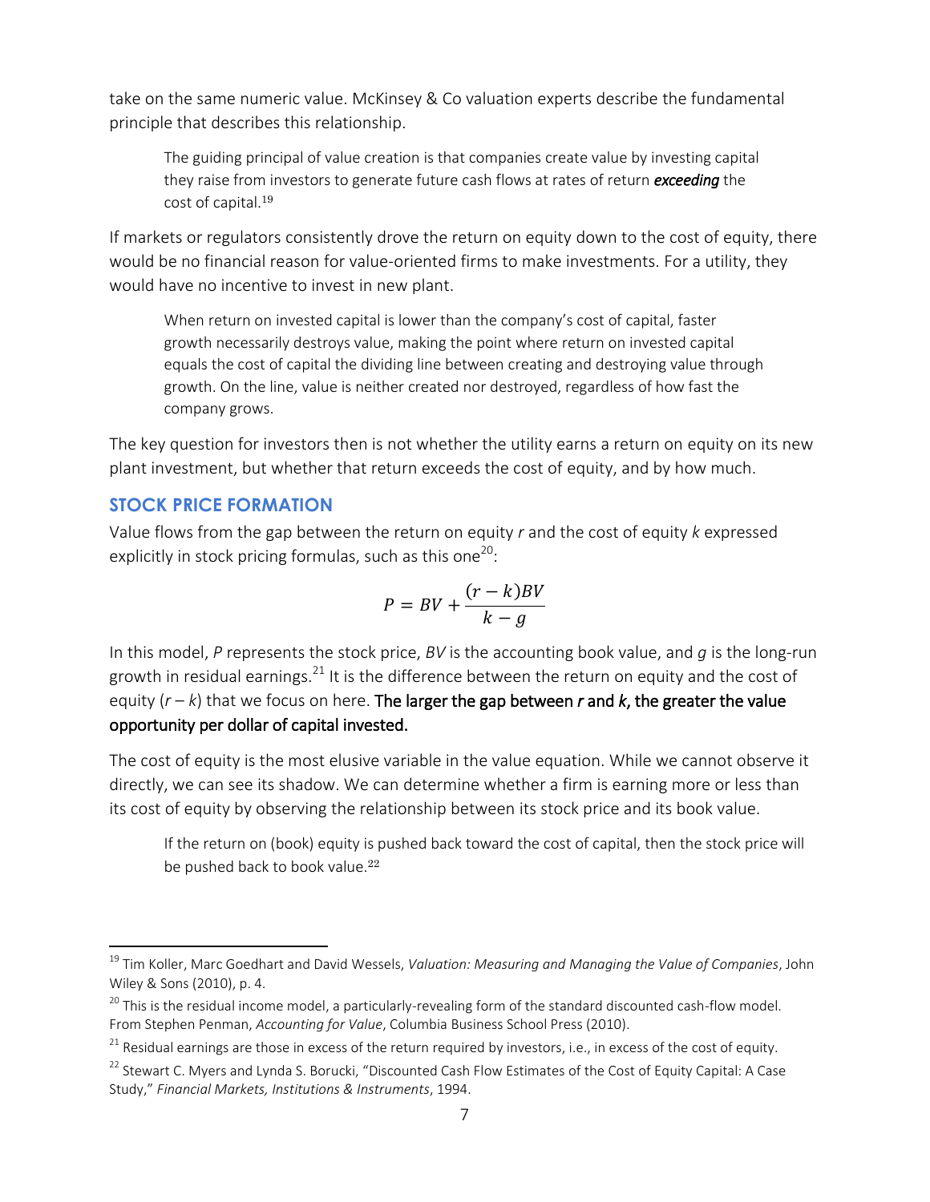take on the same numeric value. McKinsey & Co valuation experts describe the fundamental principle that describes this relationship.

> The guiding principal of value creation is that companies create value by investing capital they raise from investors to generate future cash flows at rates of return ***exceeding*** the cost of capital.[19]

If markets or regulators consistently drove the return on equity down to the cost of equity, there would be no financial reason for value-oriented firms to make investments. For a utility, they would have no incentive to invest in new plant.

> When return on invested capital is lower than the company's cost of capital, faster growth necessarily destroys value, making the point where return on invested capital equals the cost of capital the dividing line between creating and destroying value through growth. On the line, value is neither created nor destroyed, regardless of how fast the company grows.

The key question for investors then is not whether the utility earns a return on equity on its new plant investment, but whether that return exceeds the cost of equity, and by how much.

## STOCK PRICE FORMATION

Value flows from the gap between the return on equity $r$ and the cost of equity $k$ expressed explicitly in stock pricing formulas, such as this one[20]:

$$P = BV + \frac{(r-k)BV}{k-g}$$

In this model, $P$ represents the stock price, $BV$ is the accounting book value, and $g$ is the long-run growth in residual earnings.[21] It is the difference between the return on equity and the cost of equity ($r - k$) that we focus on here. **The larger the gap between $r$ and $k$, the greater the value opportunity per dollar of capital invested.**

The cost of equity is the most elusive variable in the value equation. While we cannot observe it directly, we can see its shadow. We can determine whether a firm is earning more or less than its cost of equity by observing the relationship between its stock price and its book value.

> If the return on (book) equity is pushed back toward the cost of capital, then the stock price will be pushed back to book value.[22]

---

[19] Tim Koller, Marc Goedhart and David Wessels, *Valuation: Measuring and Managing the Value of Companies*, John Wiley & Sons (2010), p. 4.

[20] This is the residual income model, a particularly-revealing form of the standard discounted cash-flow model. From Stephen Penman, *Accounting for Value*, Columbia Business School Press (2010).

[21] Residual earnings are those in excess of the return required by investors, i.e., in excess of the cost of equity.

[22] Stewart C. Myers and Lynda S. Borucki, "Discounted Cash Flow Estimates of the Cost of Equity Capital: A Case Study," *Financial Markets, Institutions & Instruments*, 1994.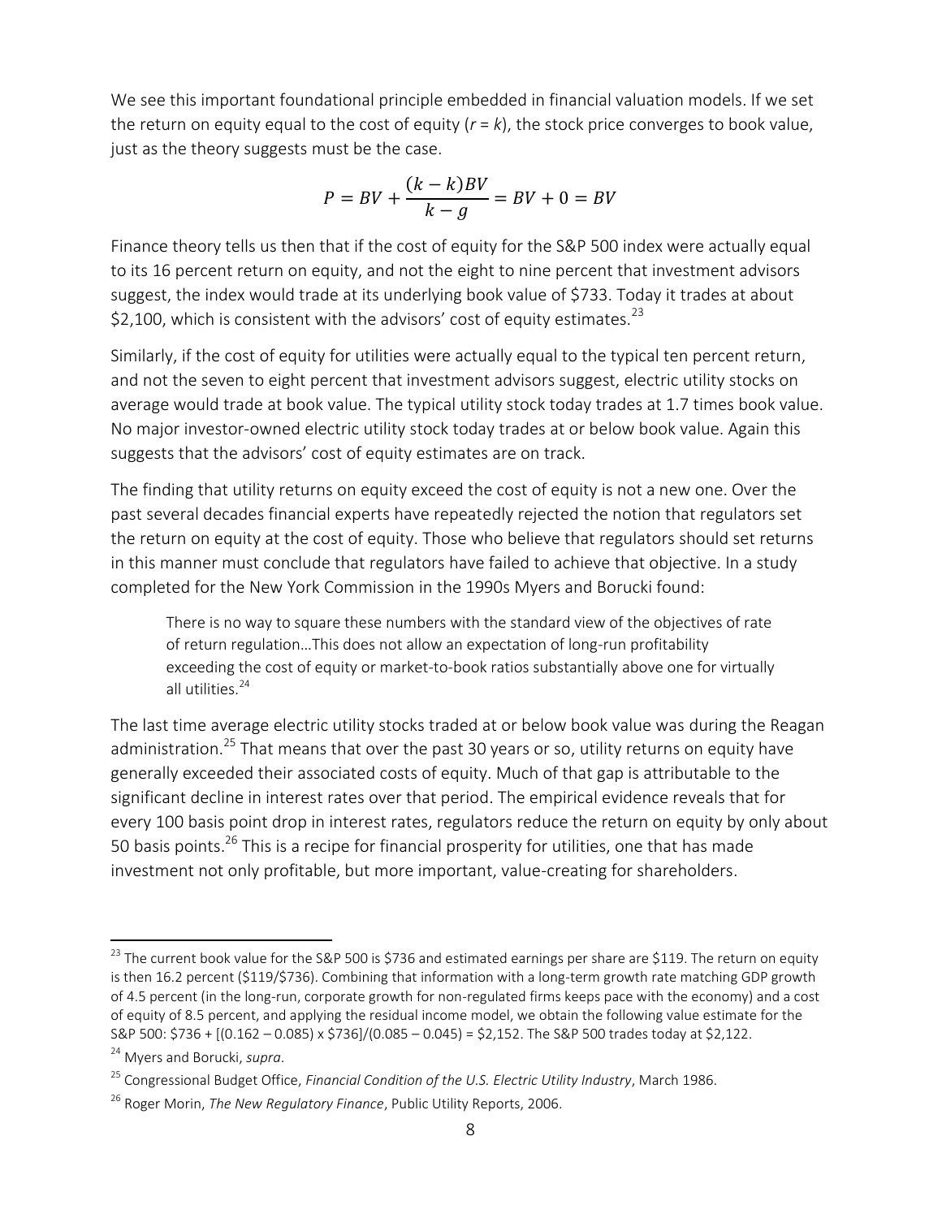We see this important foundational principle embedded in financial valuation models. If we set the return on equity equal to the cost of equity ($r = k$), the stock price converges to book value, just as the theory suggests must be the case.

$$P = BV + \frac{(k - k)BV}{k - g} = BV + 0 = BV$$

Finance theory tells us then that if the cost of equity for the S&P 500 index were actually equal to its 16 percent return on equity, and not the eight to nine percent that investment advisors suggest, the index would trade at its underlying book value of $733. Today it trades at about $2,100, which is consistent with the advisors' cost of equity estimates.[23]

Similarly, if the cost of equity for utilities were actually equal to the typical ten percent return, and not the seven to eight percent that investment advisors suggest, electric utility stocks on average would trade at book value. The typical utility stock today trades at 1.7 times book value. No major investor-owned electric utility stock today trades at or below book value. Again this suggests that the advisors' cost of equity estimates are on track.

The finding that utility returns on equity exceed the cost of equity is not a new one. Over the past several decades financial experts have repeatedly rejected the notion that regulators set the return on equity at the cost of equity. Those who believe that regulators should set returns in this manner must conclude that regulators have failed to achieve that objective. In a study completed for the New York Commission in the 1990s Myers and Borucki found:

> There is no way to square these numbers with the standard view of the objectives of rate of return regulation…This does not allow an expectation of long-run profitability exceeding the cost of equity or market-to-book ratios substantially above one for virtually all utilities.[24]

The last time average electric utility stocks traded at or below book value was during the Reagan administration.[25] That means that over the past 30 years or so, utility returns on equity have generally exceeded their associated costs of equity. Much of that gap is attributable to the significant decline in interest rates over that period. The empirical evidence reveals that for every 100 basis point drop in interest rates, regulators reduce the return on equity by only about 50 basis points.[26] This is a recipe for financial prosperity for utilities, one that has made investment not only profitable, but more important, value-creating for shareholders.

---

[23] The current book value for the S&P 500 is $736 and estimated earnings per share are $119. The return on equity is then 16.2 percent ($119/$736). Combining that information with a long-term growth rate matching GDP growth of 4.5 percent (in the long-run, corporate growth for non-regulated firms keeps pace with the economy) and a cost of equity of 8.5 percent, and applying the residual income model, we obtain the following value estimate for the S&P 500: $736 + [(0.162 – 0.085) x $736]/(0.085 – 0.045) = $2,152. The S&P 500 trades today at $2,122.

[24] Myers and Borucki, *supra*.

[25] Congressional Budget Office, *Financial Condition of the U.S. Electric Utility Industry*, March 1986.

[26] Roger Morin, *The New Regulatory Finance*, Public Utility Reports, 2006.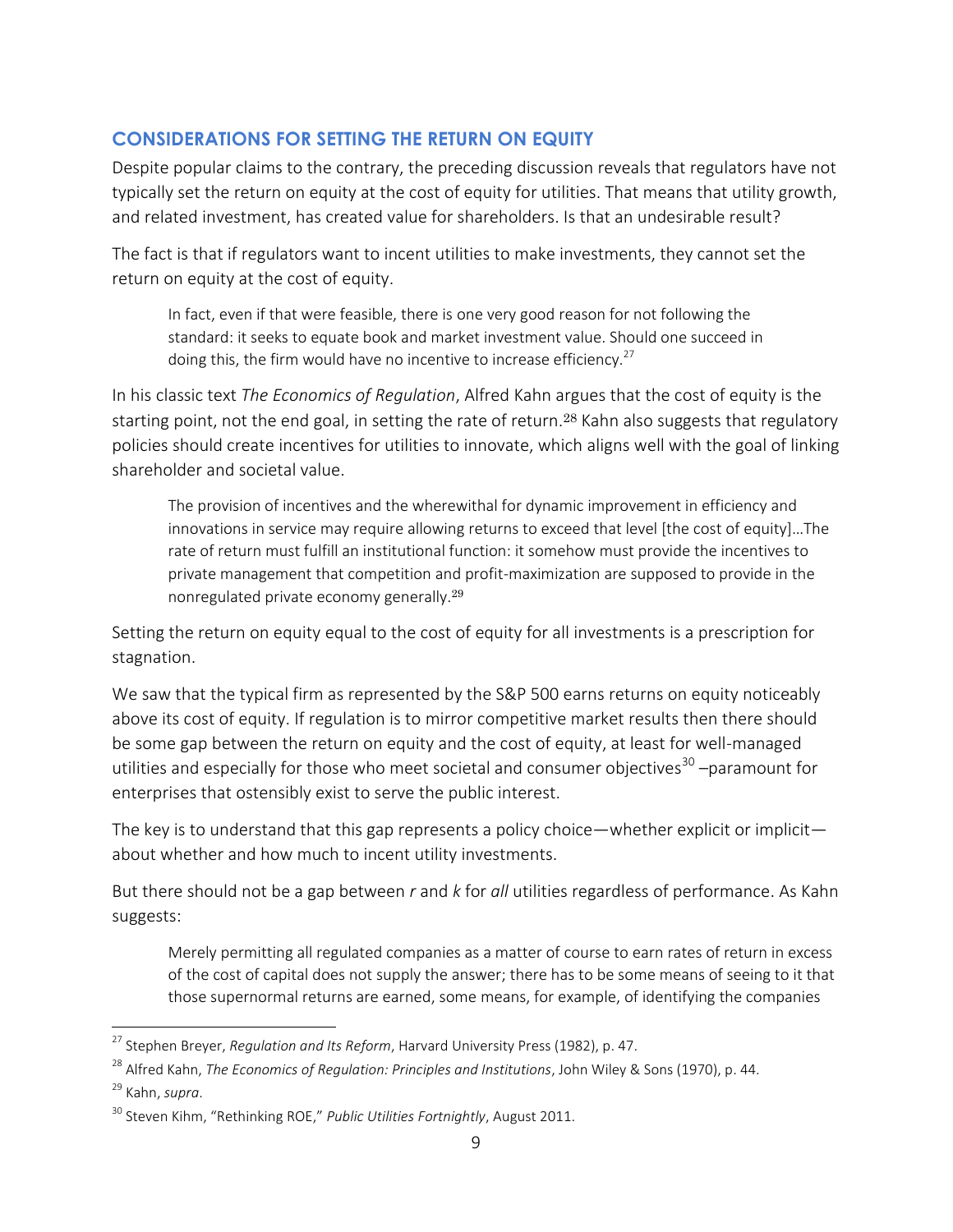## CONSIDERATIONS FOR SETTING THE RETURN ON EQUITY

Despite popular claims to the contrary, the preceding discussion reveals that regulators have not typically set the return on equity at the cost of equity for utilities. That means that utility growth, and related investment, has created value for shareholders. Is that an undesirable result?

The fact is that if regulators want to incent utilities to make investments, they cannot set the return on equity at the cost of equity.

> In fact, even if that were feasible, there is one very good reason for not following the standard: it seeks to equate book and market investment value. Should one succeed in doing this, the firm would have no incentive to increase efficiency.[27]

In his classic text *The Economics of Regulation*, Alfred Kahn argues that the cost of equity is the starting point, not the end goal, in setting the rate of return.[28] Kahn also suggests that regulatory policies should create incentives for utilities to innovate, which aligns well with the goal of linking shareholder and societal value.

> The provision of incentives and the wherewithal for dynamic improvement in efficiency and innovations in service may require allowing returns to exceed that level [the cost of equity]…The rate of return must fulfill an institutional function: it somehow must provide the incentives to private management that competition and profit-maximization are supposed to provide in the nonregulated private economy generally.[29]

Setting the return on equity equal to the cost of equity for all investments is a prescription for stagnation.

We saw that the typical firm as represented by the S&P 500 earns returns on equity noticeably above its cost of equity. If regulation is to mirror competitive market results then there should be some gap between the return on equity and the cost of equity, at least for well-managed utilities and especially for those who meet societal and consumer objectives[30] –paramount for enterprises that ostensibly exist to serve the public interest.

The key is to understand that this gap represents a policy choice—whether explicit or implicit—about whether and how much to incent utility investments.

But there should not be a gap between $r$ and $k$ for *all* utilities regardless of performance. As Kahn suggests:

> Merely permitting all regulated companies as a matter of course to earn rates of return in excess of the cost of capital does not supply the answer; there has to be some means of seeing to it that those supernormal returns are earned, some means, for example, of identifying the companies

---

[27] Stephen Breyer, *Regulation and Its Reform*, Harvard University Press (1982), p. 47.

[28] Alfred Kahn, *The Economics of Regulation: Principles and Institutions*, John Wiley & Sons (1970), p. 44.

[29] Kahn, *supra*.

[30] Steven Kihm, "Rethinking ROE," *Public Utilities Fortnightly*, August 2011.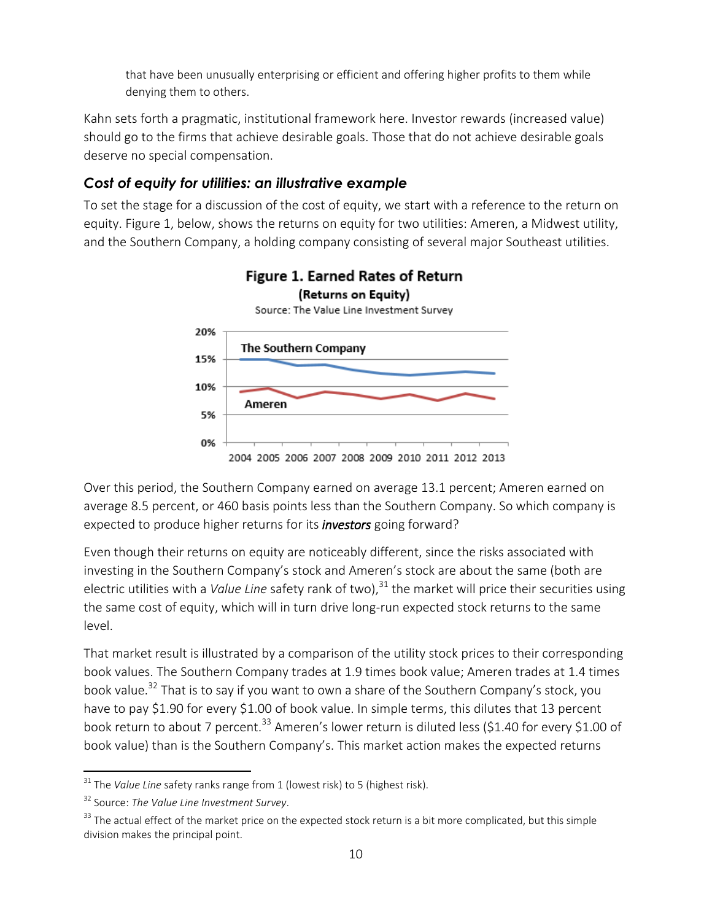that have been unusually enterprising or efficient and offering higher profits to them while denying them to others.

Kahn sets forth a pragmatic, institutional framework here. Investor rewards (increased value) should go to the firms that achieve desirable goals. Those that do not achieve desirable goals deserve no special compensation.

### *Cost of equity for utilities: an illustrative example*

To set the stage for a discussion of the cost of equity, we start with a reference to the return on equity. Figure 1, below, shows the returns on equity for two utilities: Ameren, a Midwest utility, and the Southern Company, a holding company consisting of several major Southeast utilities.

**Figure 1. Earned Rates of Return**
**(Returns on Equity)**
Source: The Value Line Investment Survey

Over this period, the Southern Company earned on average 13.1 percent; Ameren earned on average 8.5 percent, or 460 basis points less than the Southern Company. So which company is expected to produce higher returns for its ***investors*** going forward?

Even though their returns on equity are noticeably different, since the risks associated with investing in the Southern Company's stock and Ameren's stock are about the same (both are electric utilities with a *Value Line* safety rank of two),[31] the market will price their securities using the same cost of equity, which will in turn drive long-run expected stock returns to the same level.

That market result is illustrated by a comparison of the utility stock prices to their corresponding book values. The Southern Company trades at 1.9 times book value; Ameren trades at 1.4 times book value.[32] That is to say if you want to own a share of the Southern Company's stock, you have to pay \$1.90 for every \$1.00 of book value. In simple terms, this dilutes that 13 percent book return to about 7 percent.[33] Ameren's lower return is diluted less (\$1.40 for every \$1.00 of book value) than is the Southern Company's. This market action makes the expected returns

---

[31] The *Value Line* safety ranks range from 1 (lowest risk) to 5 (highest risk).

[32] Source: *The Value Line Investment Survey*.

[33] The actual effect of the market price on the expected stock return is a bit more complicated, but this simple division makes the principal point.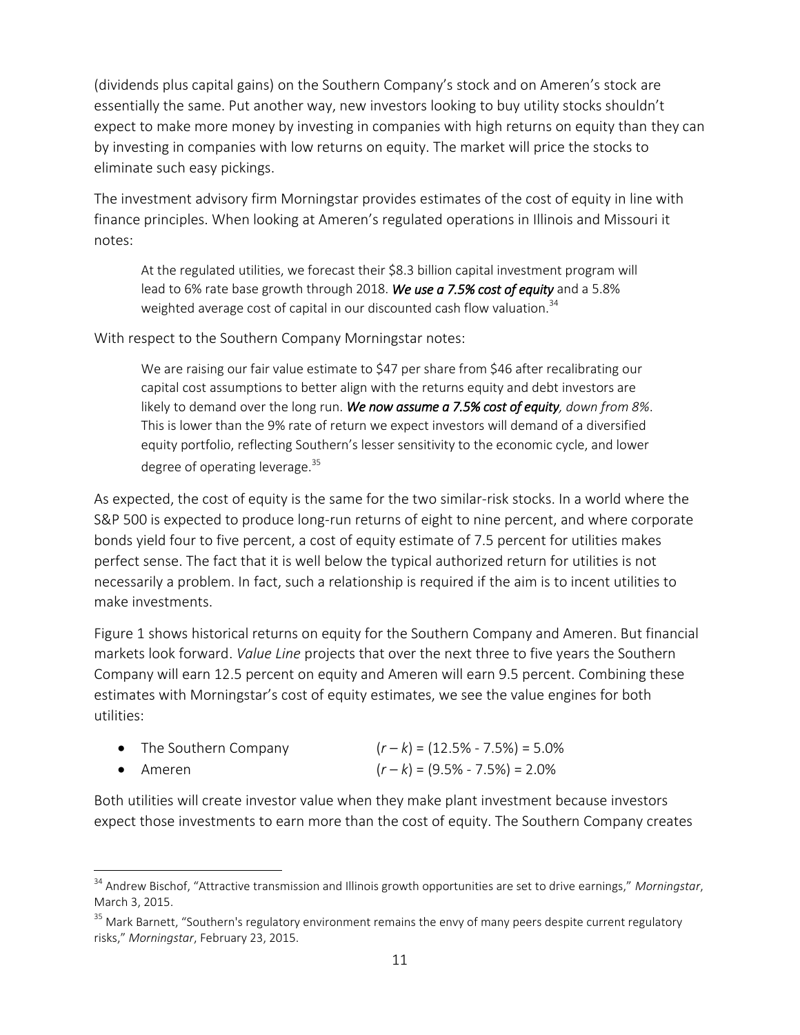(dividends plus capital gains) on the Southern Company's stock and on Ameren's stock are essentially the same. Put another way, new investors looking to buy utility stocks shouldn't expect to make more money by investing in companies with high returns on equity than they can by investing in companies with low returns on equity. The market will price the stocks to eliminate such easy pickings.

The investment advisory firm Morningstar provides estimates of the cost of equity in line with finance principles. When looking at Ameren's regulated operations in Illinois and Missouri it notes:

> At the regulated utilities, we forecast their $8.3 billion capital investment program will lead to 6% rate base growth through 2018. ***We use a 7.5% cost of equity*** and a 5.8% weighted average cost of capital in our discounted cash flow valuation.[34]

With respect to the Southern Company Morningstar notes:

> We are raising our fair value estimate to $47 per share from $46 after recalibrating our capital cost assumptions to better align with the returns equity and debt investors are likely to demand over the long run. ***We now assume a 7.5% cost of equity**, down from 8%*. This is lower than the 9% rate of return we expect investors will demand of a diversified equity portfolio, reflecting Southern's lesser sensitivity to the economic cycle, and lower degree of operating leverage.[35]

As expected, the cost of equity is the same for the two similar-risk stocks. In a world where the S&P 500 is expected to produce long-run returns of eight to nine percent, and where corporate bonds yield four to five percent, a cost of equity estimate of 7.5 percent for utilities makes perfect sense. The fact that it is well below the typical authorized return for utilities is not necessarily a problem. In fact, such a relationship is required if the aim is to incent utilities to make investments.

Figure 1 shows historical returns on equity for the Southern Company and Ameren. But financial markets look forward. *Value Line* projects that over the next three to five years the Southern Company will earn 12.5 percent on equity and Ameren will earn 9.5 percent. Combining these estimates with Morningstar's cost of equity estimates, we see the value engines for both utilities:

- The Southern Company $(r - k) = (12.5\% - 7.5\%) = 5.0\%$
- Ameren $(r - k) = (9.5\% - 7.5\%) = 2.0\%$

Both utilities will create investor value when they make plant investment because investors expect those investments to earn more than the cost of equity. The Southern Company creates

---

[34] Andrew Bischof, "Attractive transmission and Illinois growth opportunities are set to drive earnings," *Morningstar*, March 3, 2015.

[35] Mark Barnett, "Southern's regulatory environment remains the envy of many peers despite current regulatory risks," *Morningstar*, February 23, 2015.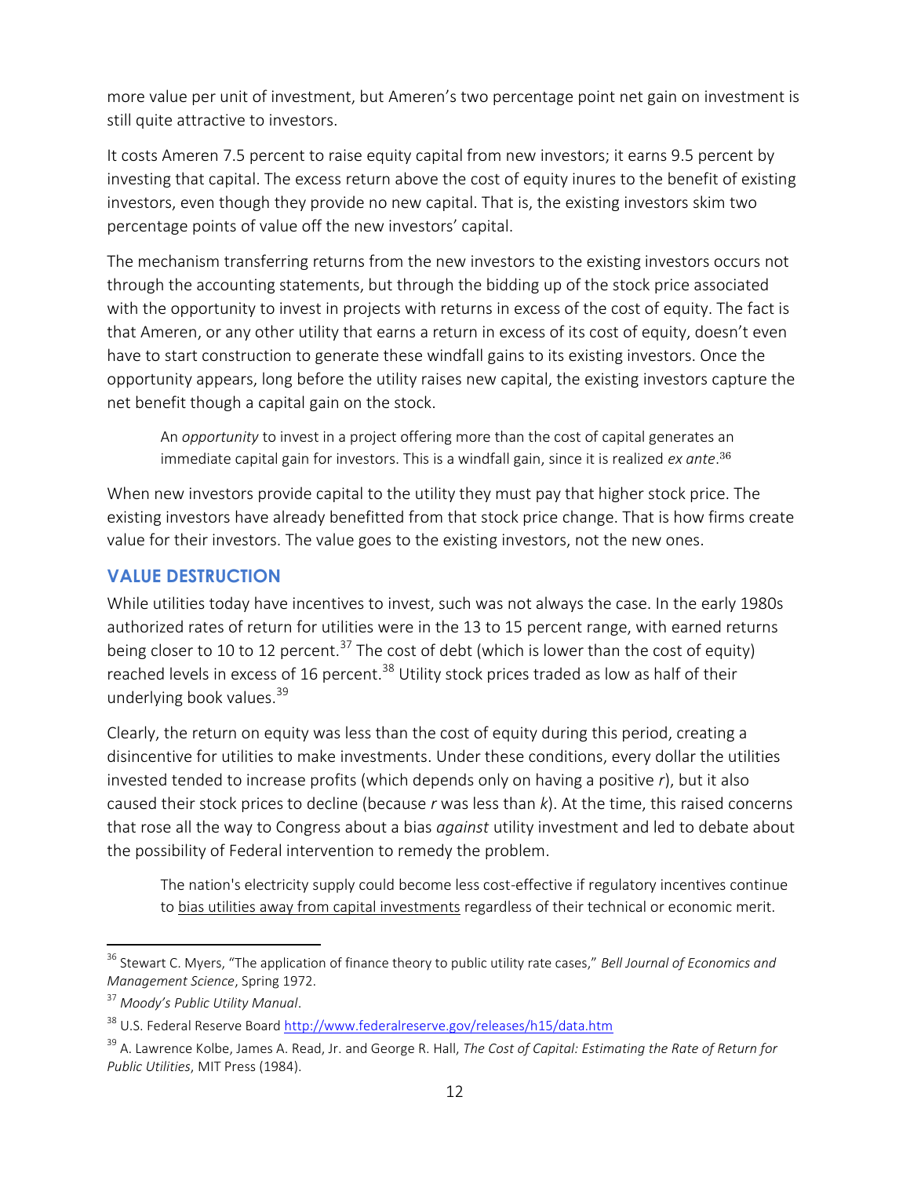more value per unit of investment, but Ameren's two percentage point net gain on investment is still quite attractive to investors.

It costs Ameren 7.5 percent to raise equity capital from new investors; it earns 9.5 percent by investing that capital. The excess return above the cost of equity inures to the benefit of existing investors, even though they provide no new capital. That is, the existing investors skim two percentage points of value off the new investors' capital.

The mechanism transferring returns from the new investors to the existing investors occurs not through the accounting statements, but through the bidding up of the stock price associated with the opportunity to invest in projects with returns in excess of the cost of equity. The fact is that Ameren, or any other utility that earns a return in excess of its cost of equity, doesn't even have to start construction to generate these windfall gains to its existing investors. Once the opportunity appears, long before the utility raises new capital, the existing investors capture the net benefit though a capital gain on the stock.

> An *opportunity* to invest in a project offering more than the cost of capital generates an immediate capital gain for investors. This is a windfall gain, since it is realized *ex ante*.[36]

When new investors provide capital to the utility they must pay that higher stock price. The existing investors have already benefitted from that stock price change. That is how firms create value for their investors. The value goes to the existing investors, not the new ones.

## VALUE DESTRUCTION

While utilities today have incentives to invest, such was not always the case. In the early 1980s authorized rates of return for utilities were in the 13 to 15 percent range, with earned returns being closer to 10 to 12 percent.[37] The cost of debt (which is lower than the cost of equity) reached levels in excess of 16 percent.[38] Utility stock prices traded as low as half of their underlying book values.[39]

Clearly, the return on equity was less than the cost of equity during this period, creating a disincentive for utilities to make investments. Under these conditions, every dollar the utilities invested tended to increase profits (which depends only on having a positive $r$), but it also caused their stock prices to decline (because $r$ was less than $k$). At the time, this raised concerns that rose all the way to Congress about a bias *against* utility investment and led to debate about the possibility of Federal intervention to remedy the problem.

> The nation's electricity supply could become less cost-effective if regulatory incentives continue to bias utilities away from capital investments regardless of their technical or economic merit.

---

[36] Stewart C. Myers, "The application of finance theory to public utility rate cases," *Bell Journal of Economics and Management Science*, Spring 1972.

[37] *Moody's Public Utility Manual*.

[38] U.S. Federal Reserve Board http://www.federalreserve.gov/releases/h15/data.htm

[39] A. Lawrence Kolbe, James A. Read, Jr. and George R. Hall, *The Cost of Capital: Estimating the Rate of Return for Public Utilities*, MIT Press (1984).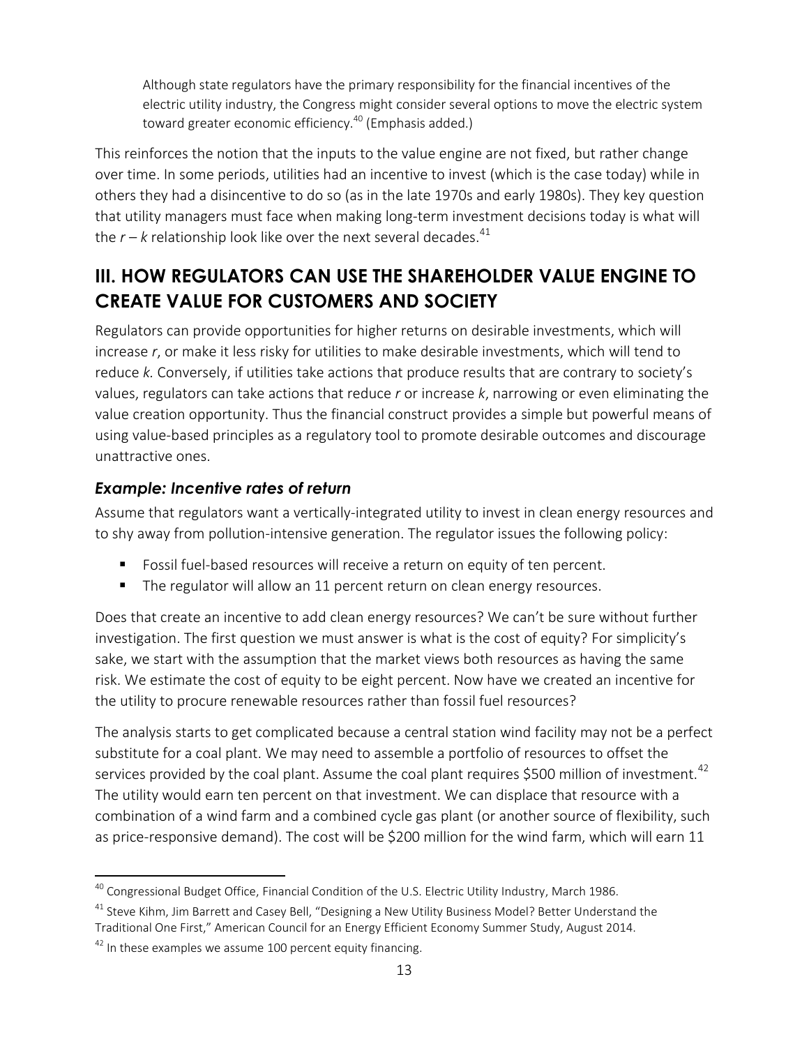> Although state regulators have the primary responsibility for the financial incentives of the electric utility industry, the Congress might consider several options to move the electric system toward greater economic efficiency.[40] (Emphasis added.)

This reinforces the notion that the inputs to the value engine are not fixed, but rather change over time. In some periods, utilities had an incentive to invest (which is the case today) while in others they had a disincentive to do so (as in the late 1970s and early 1980s). They key question that utility managers must face when making long-term investment decisions today is what will the $r - k$ relationship look like over the next several decades.[41]

## III. HOW REGULATORS CAN USE THE SHAREHOLDER VALUE ENGINE TO CREATE VALUE FOR CUSTOMERS AND SOCIETY

Regulators can provide opportunities for higher returns on desirable investments, which will increase $r$, or make it less risky for utilities to make desirable investments, which will tend to reduce $k$. Conversely, if utilities take actions that produce results that are contrary to society's values, regulators can take actions that reduce $r$ or increase $k$, narrowing or even eliminating the value creation opportunity. Thus the financial construct provides a simple but powerful means of using value-based principles as a regulatory tool to promote desirable outcomes and discourage unattractive ones.

### *Example: Incentive rates of return*

Assume that regulators want a vertically-integrated utility to invest in clean energy resources and to shy away from pollution-intensive generation. The regulator issues the following policy:

- Fossil fuel-based resources will receive a return on equity of ten percent.
- The regulator will allow an 11 percent return on clean energy resources.

Does that create an incentive to add clean energy resources? We can't be sure without further investigation. The first question we must answer is what is the cost of equity? For simplicity's sake, we start with the assumption that the market views both resources as having the same risk. We estimate the cost of equity to be eight percent. Now have we created an incentive for the utility to procure renewable resources rather than fossil fuel resources?

The analysis starts to get complicated because a central station wind facility may not be a perfect substitute for a coal plant. We may need to assemble a portfolio of resources to offset the services provided by the coal plant. Assume the coal plant requires \$500 million of investment.[42] The utility would earn ten percent on that investment. We can displace that resource with a combination of a wind farm and a combined cycle gas plant (or another source of flexibility, such as price-responsive demand). The cost will be \$200 million for the wind farm, which will earn 11

---

[40] Congressional Budget Office, Financial Condition of the U.S. Electric Utility Industry, March 1986.

[41] Steve Kihm, Jim Barrett and Casey Bell, "Designing a New Utility Business Model? Better Understand the Traditional One First," American Council for an Energy Efficient Economy Summer Study, August 2014.

[42] In these examples we assume 100 percent equity financing.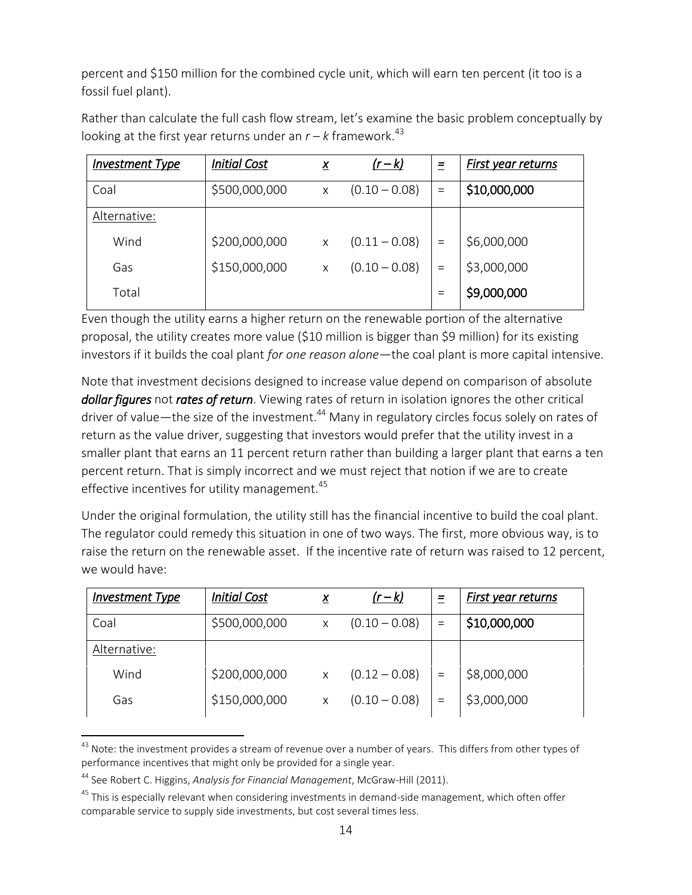percent and \$150 million for the combined cycle unit, which will earn ten percent (it too is a fossil fuel plant).

Rather than calculate the full cash flow stream, let's examine the basic problem conceptually by looking at the first year returns under an $r - k$ framework.[43]

| *Investment Type* | *Initial Cost* | *x* | *(r – k)* | *=* | *First year returns* |
|---|---|---|---|---|---|
| Coal | \$500,000,000 | x | (0.10 – 0.08) | = | **\$10,000,000** |
| Alternative: | | | | | |
| Wind | \$200,000,000 | x | (0.11 – 0.08) | = | \$6,000,000 |
| Gas | \$150,000,000 | x | (0.10 – 0.08) | = | \$3,000,000 |
| Total | | | | = | **\$9,000,000** |

Even though the utility earns a higher return on the renewable portion of the alternative proposal, the utility creates more value (\$10 million is bigger than \$9 million) for its existing investors if it builds the coal plant *for one reason alone*—the coal plant is more capital intensive.

Note that investment decisions designed to increase value depend on comparison of absolute ***dollar figures*** not ***rates of return***. Viewing rates of return in isolation ignores the other critical driver of value—the size of the investment.[44] Many in regulatory circles focus solely on rates of return as the value driver, suggesting that investors would prefer that the utility invest in a smaller plant that earns an 11 percent return rather than building a larger plant that earns a ten percent return. That is simply incorrect and we must reject that notion if we are to create effective incentives for utility management.[45]

Under the original formulation, the utility still has the financial incentive to build the coal plant. The regulator could remedy this situation in one of two ways. The first, more obvious way, is to raise the return on the renewable asset. If the incentive rate of return was raised to 12 percent, we would have:

| *Investment Type* | *Initial Cost* | *x* | *(r – k)* | *=* | *First year returns* |
|---|---|---|---|---|---|
| Coal | \$500,000,000 | x | (0.10 – 0.08) | = | **\$10,000,000** |
| Alternative: | | | | | |
| Wind | \$200,000,000 | x | (0.12 – 0.08) | = | \$8,000,000 |
| Gas | \$150,000,000 | x | (0.10 – 0.08) | = | \$3,000,000 |

[43] Note: the investment provides a stream of revenue over a number of years. This differs from other types of performance incentives that might only be provided for a single year.

[44] See Robert C. Higgins, *Analysis for Financial Management*, McGraw-Hill (2011).

[45] This is especially relevant when considering investments in demand-side management, which often offer comparable service to supply side investments, but cost several times less.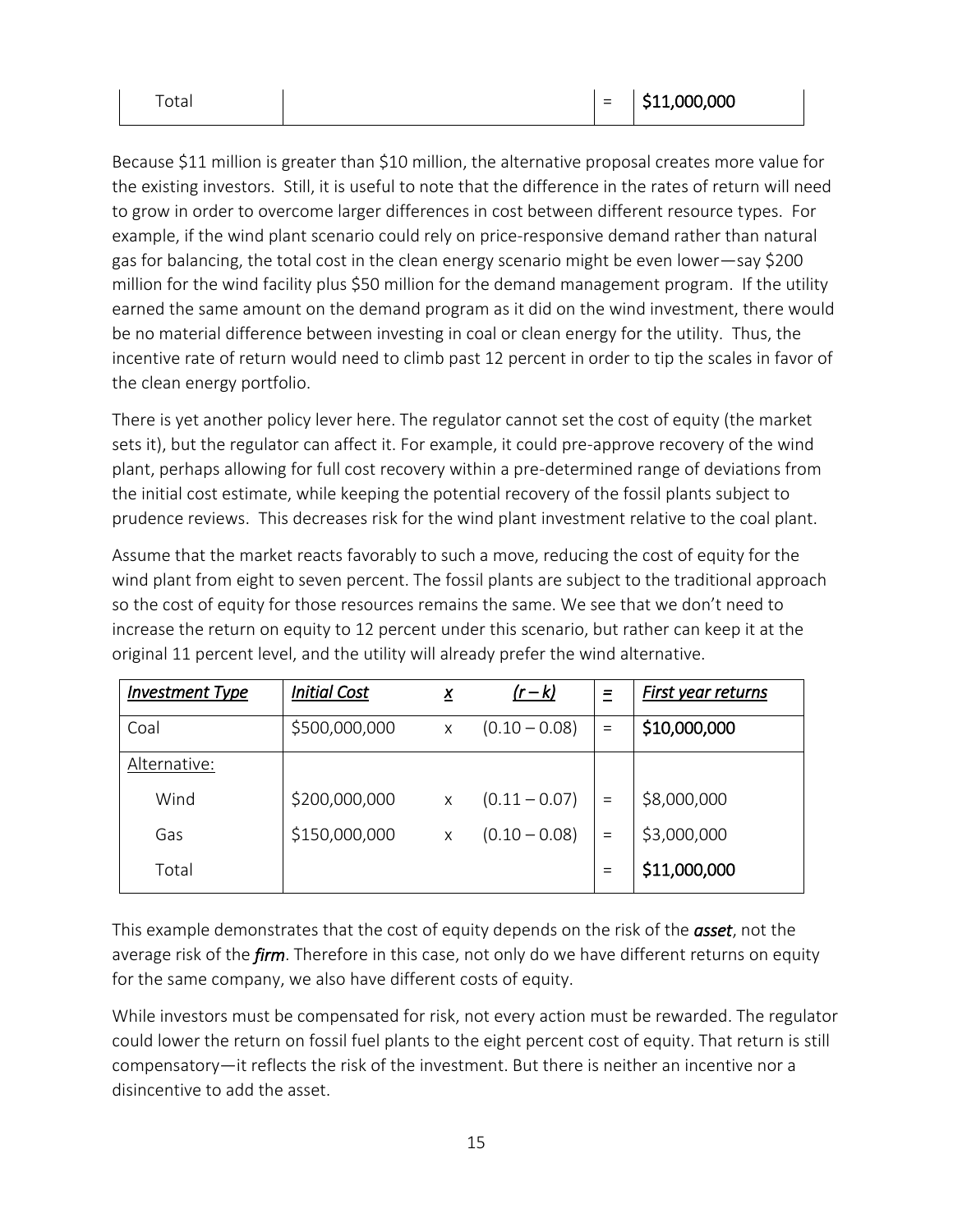| Total | | | = | **$11,000,000** |
|---|---|---|---|---|

Because $11 million is greater than $10 million, the alternative proposal creates more value for the existing investors. Still, it is useful to note that the difference in the rates of return will need to grow in order to overcome larger differences in cost between different resource types. For example, if the wind plant scenario could rely on price-responsive demand rather than natural gas for balancing, the total cost in the clean energy scenario might be even lower—say $200 million for the wind facility plus $50 million for the demand management program. If the utility earned the same amount on the demand program as it did on the wind investment, there would be no material difference between investing in coal or clean energy for the utility. Thus, the incentive rate of return would need to climb past 12 percent in order to tip the scales in favor of the clean energy portfolio.

There is yet another policy lever here. The regulator cannot set the cost of equity (the market sets it), but the regulator can affect it. For example, it could pre-approve recovery of the wind plant, perhaps allowing for full cost recovery within a pre-determined range of deviations from the initial cost estimate, while keeping the potential recovery of the fossil plants subject to prudence reviews. This decreases risk for the wind plant investment relative to the coal plant.

Assume that the market reacts favorably to such a move, reducing the cost of equity for the wind plant from eight to seven percent. The fossil plants are subject to the traditional approach so the cost of equity for those resources remains the same. We see that we don't need to increase the return on equity to 12 percent under this scenario, but rather can keep it at the original 11 percent level, and the utility will already prefer the wind alternative.

| *Investment Type* | *Initial Cost* | *x* | *(r – k)* | *=* | *First year returns* |
|---|---|---|---|---|---|
| Coal | $500,000,000 | x | (0.10 – 0.08) | = | **$10,000,000** |
| Alternative: | | | | | |
| Wind | $200,000,000 | x | (0.11 – 0.07) | = | $8,000,000 |
| Gas | $150,000,000 | x | (0.10 – 0.08) | = | $3,000,000 |
| Total | | | | = | **$11,000,000** |

This example demonstrates that the cost of equity depends on the risk of the ***asset***, not the average risk of the ***firm***. Therefore in this case, not only do we have different returns on equity for the same company, we also have different costs of equity.

While investors must be compensated for risk, not every action must be rewarded. The regulator could lower the return on fossil fuel plants to the eight percent cost of equity. That return is still compensatory—it reflects the risk of the investment. But there is neither an incentive nor a disincentive to add the asset.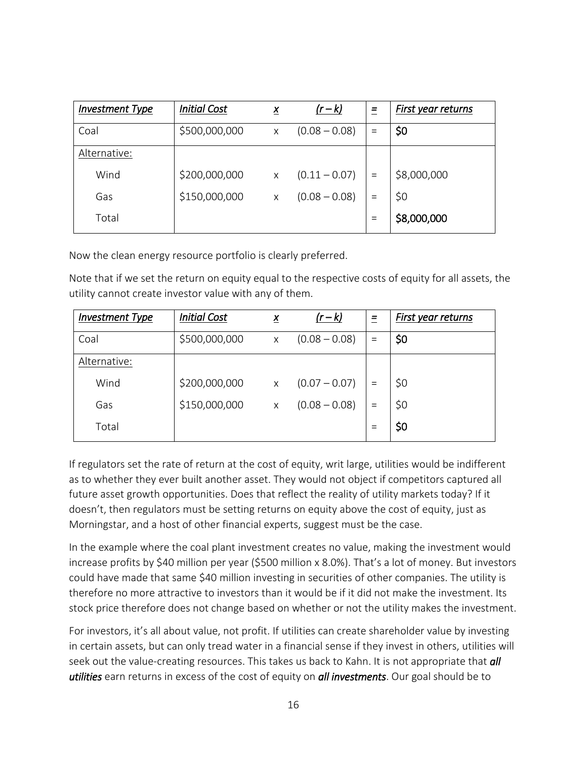| *Investment Type* | *Initial Cost* | *x* | *(r – k)* | *=* | *First year returns* |
|---|---|---|---|---|---|
| Coal | \$500,000,000 | x | (0.08 – 0.08) | = | **\$0** |
| Alternative: | | | | | |
| Wind | \$200,000,000 | x | (0.11 – 0.07) | = | \$8,000,000 |
| Gas | \$150,000,000 | x | (0.08 – 0.08) | = | \$0 |
| Total | | | | = | **\$8,000,000** |

Now the clean energy resource portfolio is clearly preferred.

Note that if we set the return on equity equal to the respective costs of equity for all assets, the utility cannot create investor value with any of them.

| *Investment Type* | *Initial Cost* | *x* | *(r – k)* | *=* | *First year returns* |
|---|---|---|---|---|---|
| Coal | \$500,000,000 | x | (0.08 – 0.08) | = | **\$0** |
| Alternative: | | | | | |
| Wind | \$200,000,000 | x | (0.07 – 0.07) | = | \$0 |
| Gas | \$150,000,000 | x | (0.08 – 0.08) | = | \$0 |
| Total | | | | = | **\$0** |

If regulators set the rate of return at the cost of equity, writ large, utilities would be indifferent as to whether they ever built another asset. They would not object if competitors captured all future asset growth opportunities. Does that reflect the reality of utility markets today? If it doesn't, then regulators must be setting returns on equity above the cost of equity, just as Morningstar, and a host of other financial experts, suggest must be the case.

In the example where the coal plant investment creates no value, making the investment would increase profits by \$40 million per year (\$500 million x 8.0%). That's a lot of money. But investors could have made that same \$40 million investing in securities of other companies. The utility is therefore no more attractive to investors than it would be if it did not make the investment. Its stock price therefore does not change based on whether or not the utility makes the investment.

For investors, it's all about value, not profit. If utilities can create shareholder value by investing in certain assets, but can only tread water in a financial sense if they invest in others, utilities will seek out the value-creating resources. This takes us back to Kahn. It is not appropriate that ***all utilities*** earn returns in excess of the cost of equity on ***all investments***. Our goal should be to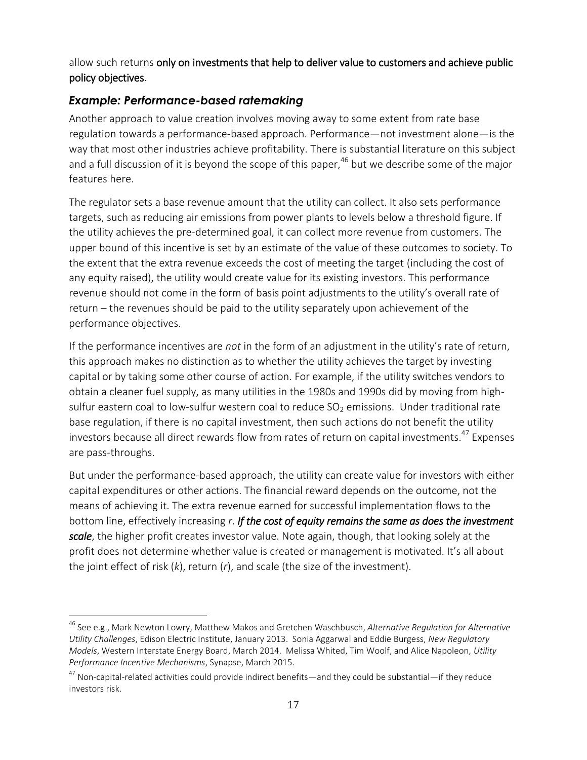allow such returns **only on investments that help to deliver value to customers and achieve public policy objectives**.

### *Example: Performance-based ratemaking*

Another approach to value creation involves moving away to some extent from rate base regulation towards a performance-based approach. Performance—not investment alone—is the way that most other industries achieve profitability. There is substantial literature on this subject and a full discussion of it is beyond the scope of this paper,[46] but we describe some of the major features here.

The regulator sets a base revenue amount that the utility can collect. It also sets performance targets, such as reducing air emissions from power plants to levels below a threshold figure. If the utility achieves the pre-determined goal, it can collect more revenue from customers. The upper bound of this incentive is set by an estimate of the value of these outcomes to society. To the extent that the extra revenue exceeds the cost of meeting the target (including the cost of any equity raised), the utility would create value for its existing investors. This performance revenue should not come in the form of basis point adjustments to the utility's overall rate of return – the revenues should be paid to the utility separately upon achievement of the performance objectives.

If the performance incentives are *not* in the form of an adjustment in the utility's rate of return, this approach makes no distinction as to whether the utility achieves the target by investing capital or by taking some other course of action. For example, if the utility switches vendors to obtain a cleaner fuel supply, as many utilities in the 1980s and 1990s did by moving from high-sulfur eastern coal to low-sulfur western coal to reduce $SO_2$ emissions. Under traditional rate base regulation, if there is no capital investment, then such actions do not benefit the utility investors because all direct rewards flow from rates of return on capital investments.[47] Expenses are pass-throughs.

But under the performance-based approach, the utility can create value for investors with either capital expenditures or other actions. The financial reward depends on the outcome, not the means of achieving it. The extra revenue earned for successful implementation flows to the bottom line, effectively increasing $r$. ***If the cost of equity remains the same as does the investment scale***, the higher profit creates investor value. Note again, though, that looking solely at the profit does not determine whether value is created or management is motivated. It's all about the joint effect of risk ($k$), return ($r$), and scale (the size of the investment).

---

[46] See e.g., Mark Newton Lowry, Matthew Makos and Gretchen Waschbusch, *Alternative Regulation for Alternative Utility Challenges*, Edison Electric Institute, January 2013. Sonia Aggarwal and Eddie Burgess, *New Regulatory Models*, Western Interstate Energy Board, March 2014. Melissa Whited, Tim Woolf, and Alice Napoleon*, Utility Performance Incentive Mechanisms*, Synapse, March 2015.

[47] Non-capital-related activities could provide indirect benefits—and they could be substantial—if they reduce investors risk.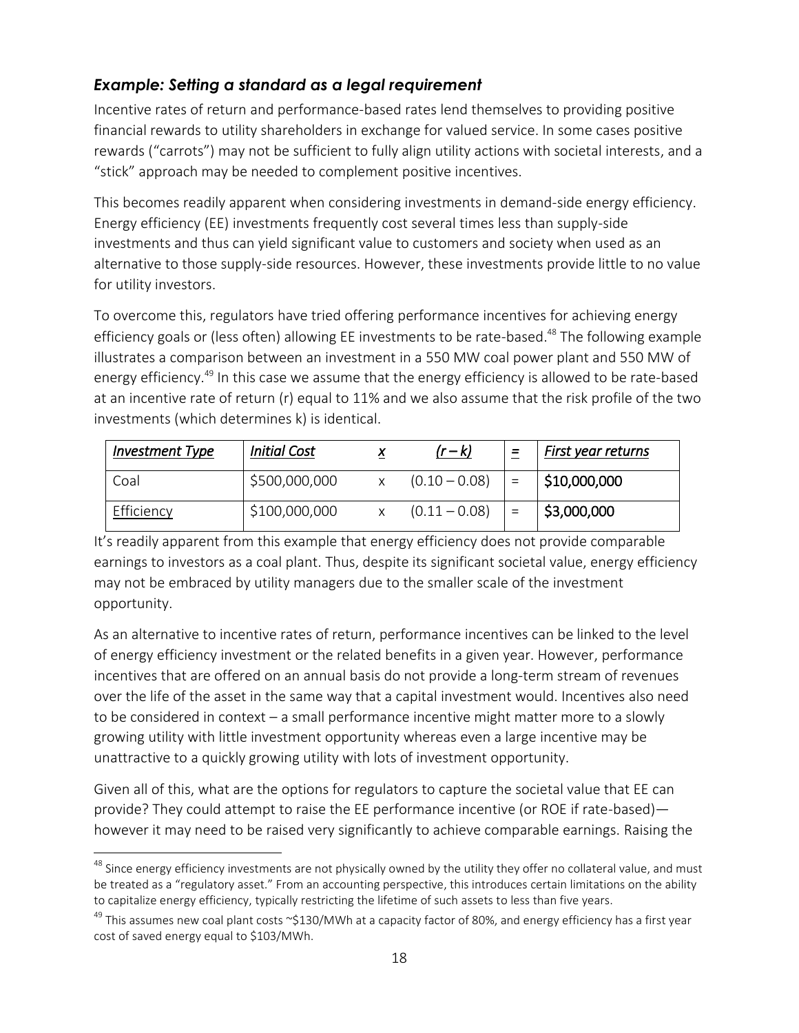### *Example: Setting a standard as a legal requirement*

Incentive rates of return and performance-based rates lend themselves to providing positive financial rewards to utility shareholders in exchange for valued service. In some cases positive rewards ("carrots") may not be sufficient to fully align utility actions with societal interests, and a "stick" approach may be needed to complement positive incentives.

This becomes readily apparent when considering investments in demand-side energy efficiency. Energy efficiency (EE) investments frequently cost several times less than supply-side investments and thus can yield significant value to customers and society when used as an alternative to those supply-side resources. However, these investments provide little to no value for utility investors.

To overcome this, regulators have tried offering performance incentives for achieving energy efficiency goals or (less often) allowing EE investments to be rate-based.[48] The following example illustrates a comparison between an investment in a 550 MW coal power plant and 550 MW of energy efficiency.[49] In this case we assume that the energy efficiency is allowed to be rate-based at an incentive rate of return (r) equal to 11% and we also assume that the risk profile of the two investments (which determines k) is identical.

| *Investment Type* | *Initial Cost* | *x* | *(r – k)* | *=* | *First year returns* |
|---|---|---|---|---|---|
| Coal | \$500,000,000 | x | (0.10 – 0.08) | = | \$10,000,000 |
| Efficiency | \$100,000,000 | x | (0.11 – 0.08) | = | \$3,000,000 |

It's readily apparent from this example that energy efficiency does not provide comparable earnings to investors as a coal plant. Thus, despite its significant societal value, energy efficiency may not be embraced by utility managers due to the smaller scale of the investment opportunity.

As an alternative to incentive rates of return, performance incentives can be linked to the level of energy efficiency investment or the related benefits in a given year. However, performance incentives that are offered on an annual basis do not provide a long-term stream of revenues over the life of the asset in the same way that a capital investment would. Incentives also need to be considered in context – a small performance incentive might matter more to a slowly growing utility with little investment opportunity whereas even a large incentive may be unattractive to a quickly growing utility with lots of investment opportunity.

Given all of this, what are the options for regulators to capture the societal value that EE can provide? They could attempt to raise the EE performance incentive (or ROE if rate-based)—however it may need to be raised very significantly to achieve comparable earnings. Raising the

---

[48] Since energy efficiency investments are not physically owned by the utility they offer no collateral value, and must be treated as a "regulatory asset." From an accounting perspective, this introduces certain limitations on the ability to capitalize energy efficiency, typically restricting the lifetime of such assets to less than five years.

[49] This assumes new coal plant costs ~\$130/MWh at a capacity factor of 80%, and energy efficiency has a first year cost of saved energy equal to \$103/MWh.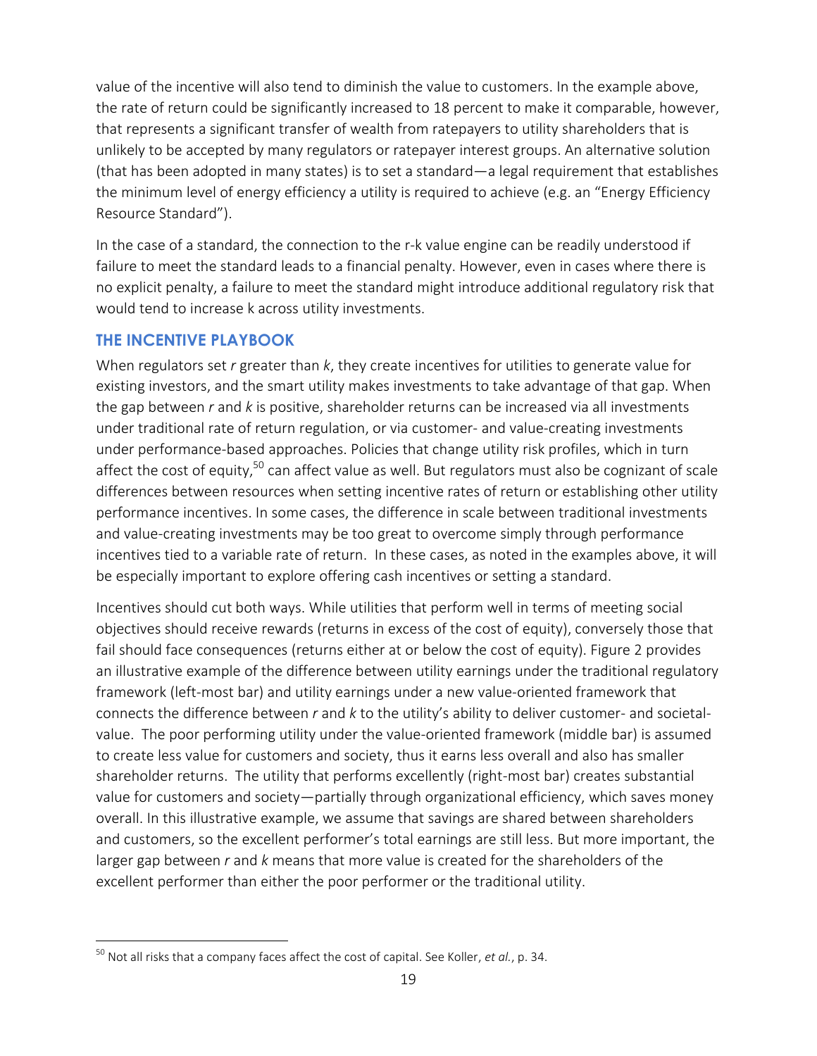value of the incentive will also tend to diminish the value to customers. In the example above, the rate of return could be significantly increased to 18 percent to make it comparable, however, that represents a significant transfer of wealth from ratepayers to utility shareholders that is unlikely to be accepted by many regulators or ratepayer interest groups. An alternative solution (that has been adopted in many states) is to set a standard—a legal requirement that establishes the minimum level of energy efficiency a utility is required to achieve (e.g. an "Energy Efficiency Resource Standard").

In the case of a standard, the connection to the r-k value engine can be readily understood if failure to meet the standard leads to a financial penalty. However, even in cases where there is no explicit penalty, a failure to meet the standard might introduce additional regulatory risk that would tend to increase k across utility investments.

## THE INCENTIVE PLAYBOOK

When regulators set *r* greater than *k*, they create incentives for utilities to generate value for existing investors, and the smart utility makes investments to take advantage of that gap. When the gap between *r* and *k* is positive, shareholder returns can be increased via all investments under traditional rate of return regulation, or via customer- and value-creating investments under performance-based approaches. Policies that change utility risk profiles, which in turn affect the cost of equity,[50] can affect value as well. But regulators must also be cognizant of scale differences between resources when setting incentive rates of return or establishing other utility performance incentives. In some cases, the difference in scale between traditional investments and value-creating investments may be too great to overcome simply through performance incentives tied to a variable rate of return. In these cases, as noted in the examples above, it will be especially important to explore offering cash incentives or setting a standard.

Incentives should cut both ways. While utilities that perform well in terms of meeting social objectives should receive rewards (returns in excess of the cost of equity), conversely those that fail should face consequences (returns either at or below the cost of equity). Figure 2 provides an illustrative example of the difference between utility earnings under the traditional regulatory framework (left-most bar) and utility earnings under a new value-oriented framework that connects the difference between *r* and *k* to the utility's ability to deliver customer- and societal-value. The poor performing utility under the value-oriented framework (middle bar) is assumed to create less value for customers and society, thus it earns less overall and also has smaller shareholder returns. The utility that performs excellently (right-most bar) creates substantial value for customers and society—partially through organizational efficiency, which saves money overall. In this illustrative example, we assume that savings are shared between shareholders and customers, so the excellent performer's total earnings are still less. But more important, the larger gap between *r* and *k* means that more value is created for the shareholders of the excellent performer than either the poor performer or the traditional utility.

---

[50] Not all risks that a company faces affect the cost of capital. See Koller, *et al.*, p. 34.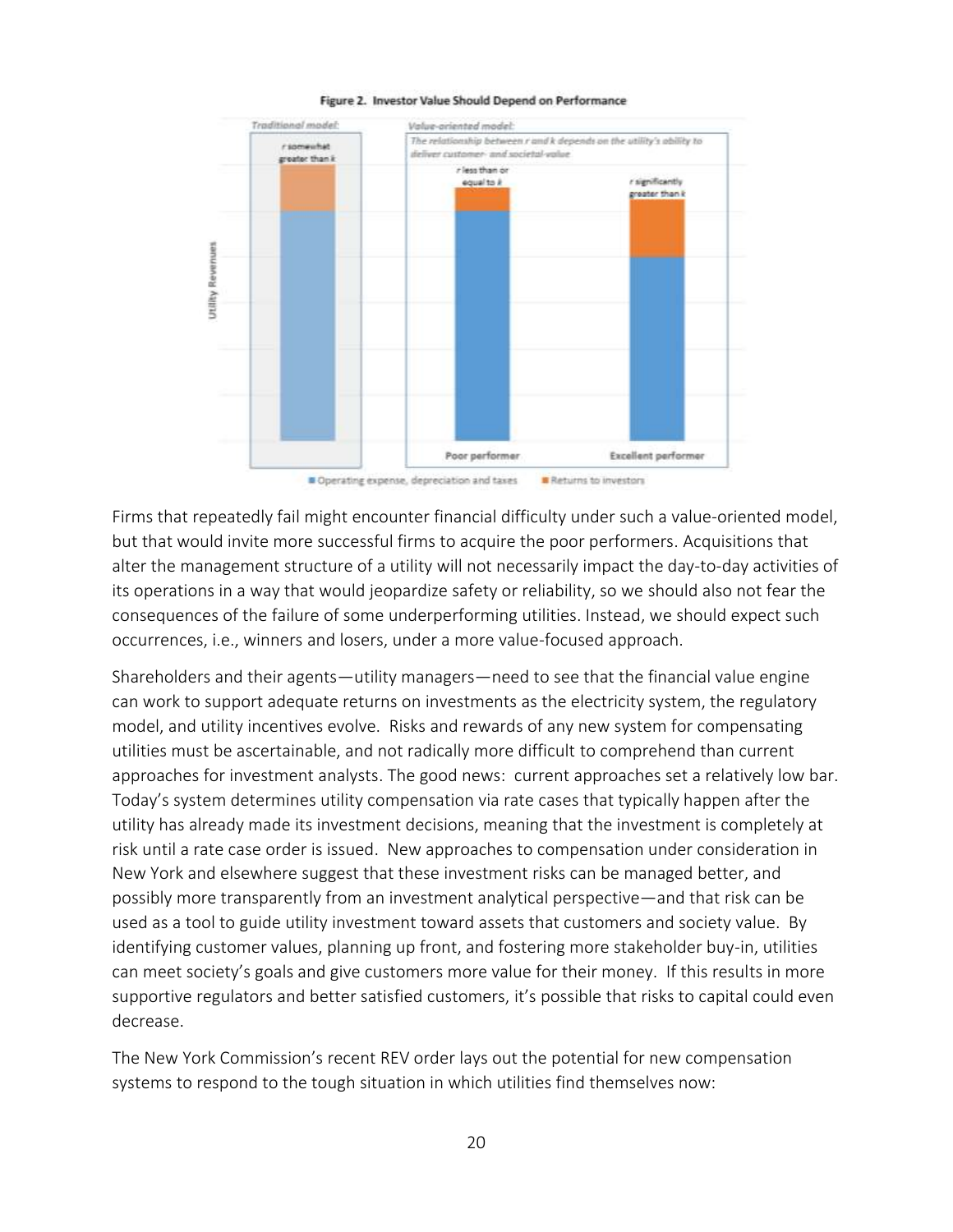**Figure 2. Investor Value Should Depend on Performance**

Firms that repeatedly fail might encounter financial difficulty under such a value-oriented model, but that would invite more successful firms to acquire the poor performers. Acquisitions that alter the management structure of a utility will not necessarily impact the day-to-day activities of its operations in a way that would jeopardize safety or reliability, so we should also not fear the consequences of the failure of some underperforming utilities. Instead, we should expect such occurrences, i.e., winners and losers, under a more value-focused approach.

Shareholders and their agents—utility managers—need to see that the financial value engine can work to support adequate returns on investments as the electricity system, the regulatory model, and utility incentives evolve. Risks and rewards of any new system for compensating utilities must be ascertainable, and not radically more difficult to comprehend than current approaches for investment analysts. The good news: current approaches set a relatively low bar. Today's system determines utility compensation via rate cases that typically happen after the utility has already made its investment decisions, meaning that the investment is completely at risk until a rate case order is issued. New approaches to compensation under consideration in New York and elsewhere suggest that these investment risks can be managed better, and possibly more transparently from an investment analytical perspective—and that risk can be used as a tool to guide utility investment toward assets that customers and society value. By identifying customer values, planning up front, and fostering more stakeholder buy-in, utilities can meet society's goals and give customers more value for their money. If this results in more supportive regulators and better satisfied customers, it's possible that risks to capital could even decrease.

The New York Commission's recent REV order lays out the potential for new compensation systems to respond to the tough situation in which utilities find themselves now: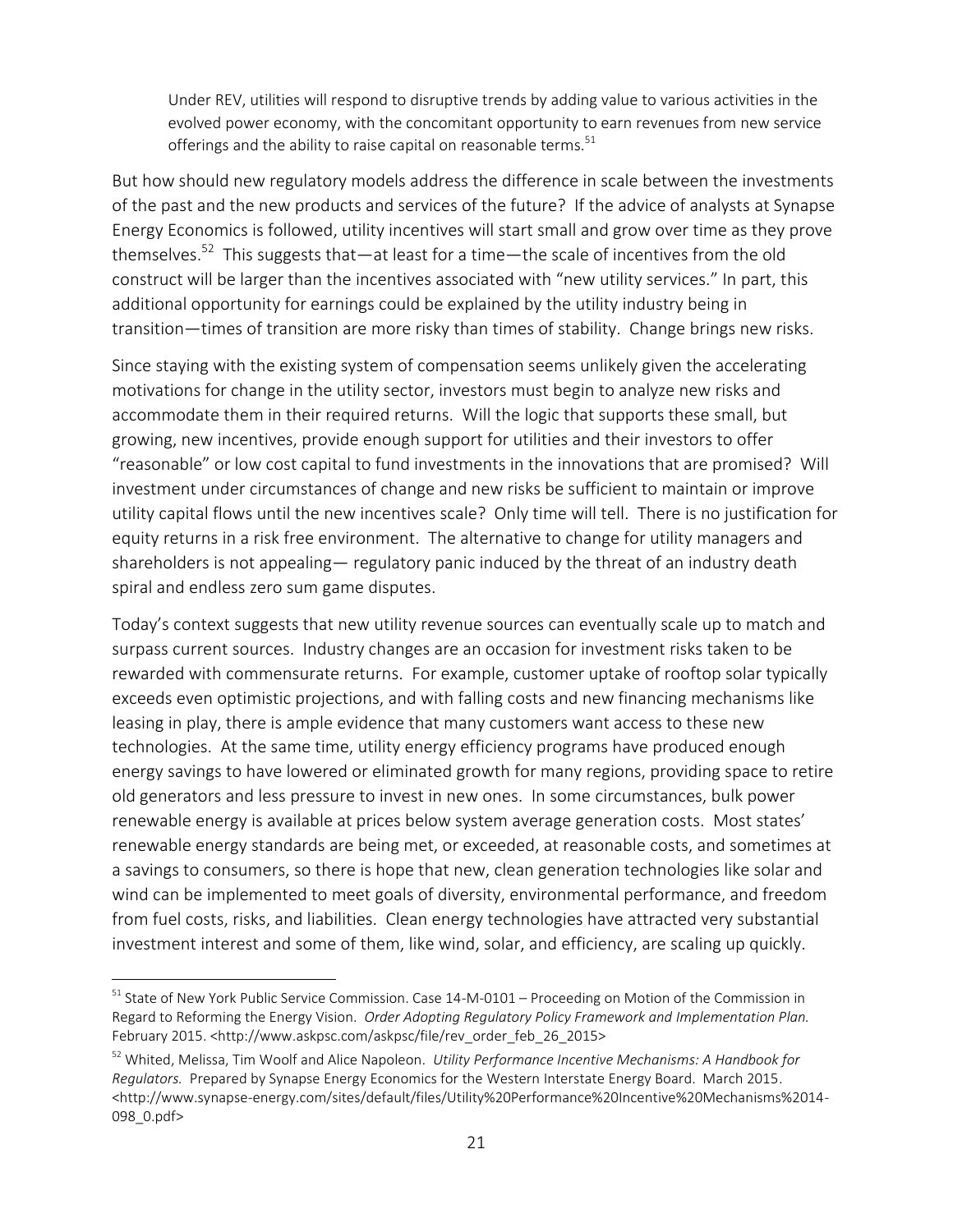> Under REV, utilities will respond to disruptive trends by adding value to various activities in the evolved power economy, with the concomitant opportunity to earn revenues from new service offerings and the ability to raise capital on reasonable terms.[51]

But how should new regulatory models address the difference in scale between the investments of the past and the new products and services of the future? If the advice of analysts at Synapse Energy Economics is followed, utility incentives will start small and grow over time as they prove themselves.[52] This suggests that—at least for a time—the scale of incentives from the old construct will be larger than the incentives associated with "new utility services." In part, this additional opportunity for earnings could be explained by the utility industry being in transition—times of transition are more risky than times of stability. Change brings new risks.

Since staying with the existing system of compensation seems unlikely given the accelerating motivations for change in the utility sector, investors must begin to analyze new risks and accommodate them in their required returns. Will the logic that supports these small, but growing, new incentives, provide enough support for utilities and their investors to offer "reasonable" or low cost capital to fund investments in the innovations that are promised? Will investment under circumstances of change and new risks be sufficient to maintain or improve utility capital flows until the new incentives scale? Only time will tell. There is no justification for equity returns in a risk free environment. The alternative to change for utility managers and shareholders is not appealing— regulatory panic induced by the threat of an industry death spiral and endless zero sum game disputes.

Today's context suggests that new utility revenue sources can eventually scale up to match and surpass current sources. Industry changes are an occasion for investment risks taken to be rewarded with commensurate returns. For example, customer uptake of rooftop solar typically exceeds even optimistic projections, and with falling costs and new financing mechanisms like leasing in play, there is ample evidence that many customers want access to these new technologies. At the same time, utility energy efficiency programs have produced enough energy savings to have lowered or eliminated growth for many regions, providing space to retire old generators and less pressure to invest in new ones. In some circumstances, bulk power renewable energy is available at prices below system average generation costs. Most states' renewable energy standards are being met, or exceeded, at reasonable costs, and sometimes at a savings to consumers, so there is hope that new, clean generation technologies like solar and wind can be implemented to meet goals of diversity, environmental performance, and freedom from fuel costs, risks, and liabilities. Clean energy technologies have attracted very substantial investment interest and some of them, like wind, solar, and efficiency, are scaling up quickly.

---

[51] State of New York Public Service Commission. Case 14-M-0101 – Proceeding on Motion of the Commission in Regard to Reforming the Energy Vision. *Order Adopting Regulatory Policy Framework and Implementation Plan.* February 2015. <http://www.askpsc.com/askpsc/file/rev_order_feb_26_2015>

[52] Whited, Melissa, Tim Woolf and Alice Napoleon. *Utility Performance Incentive Mechanisms: A Handbook for Regulators.* Prepared by Synapse Energy Economics for the Western Interstate Energy Board. March 2015. <http://www.synapse-energy.com/sites/default/files/Utility%20Performance%20Incentive%20Mechanisms%2014-098_0.pdf>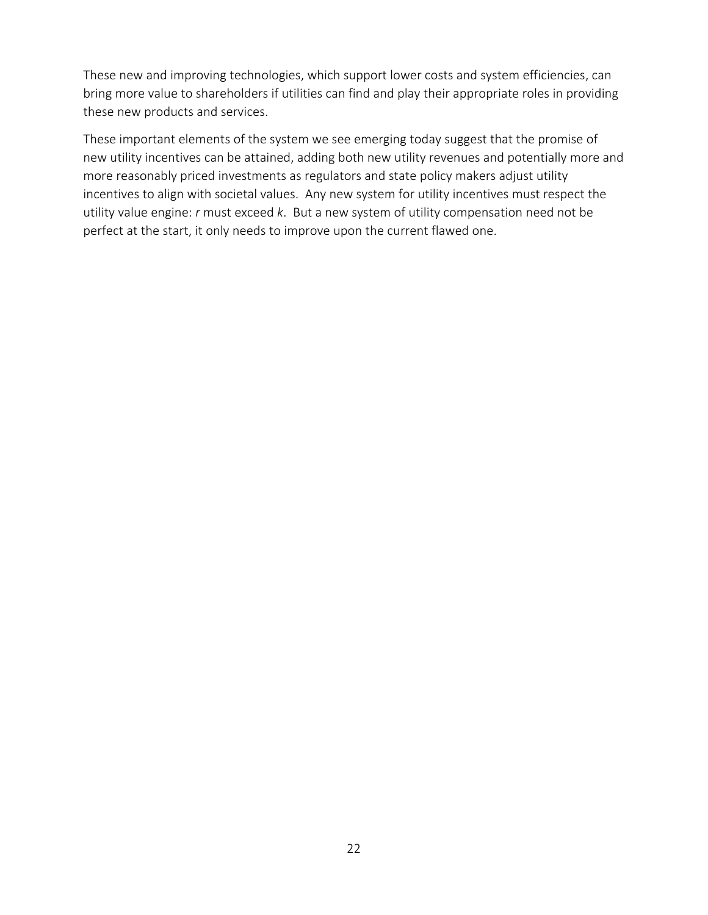These new and improving technologies, which support lower costs and system efficiencies, can bring more value to shareholders if utilities can find and play their appropriate roles in providing these new products and services.

These important elements of the system we see emerging today suggest that the promise of new utility incentives can be attained, adding both new utility revenues and potentially more and more reasonably priced investments as regulators and state policy makers adjust utility incentives to align with societal values. Any new system for utility incentives must respect the utility value engine: $r$ must exceed $k$. But a new system of utility compensation need not be perfect at the start, it only needs to improve upon the current flawed one.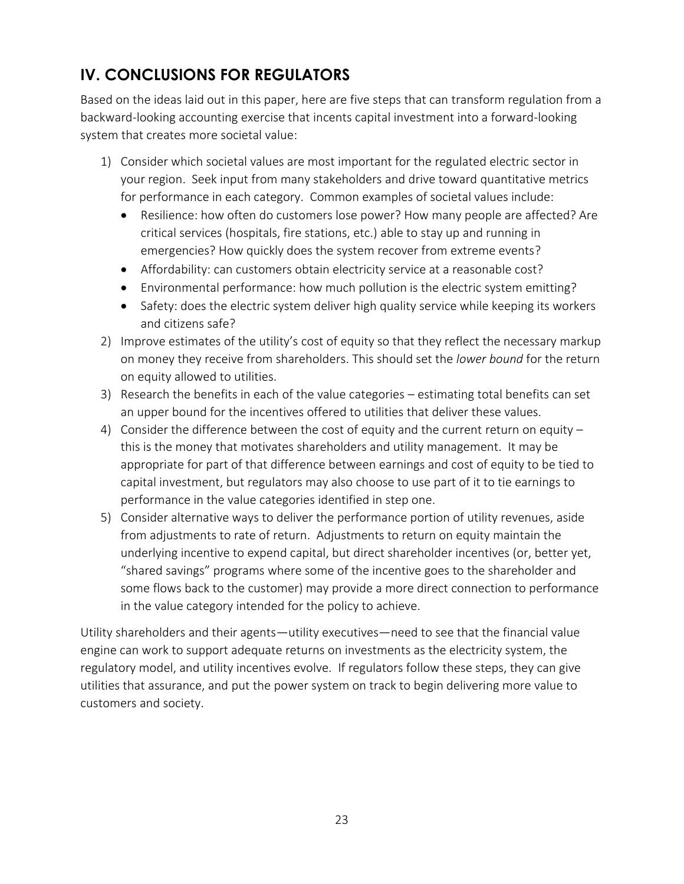## IV. CONCLUSIONS FOR REGULATORS

Based on the ideas laid out in this paper, here are five steps that can transform regulation from a backward-looking accounting exercise that incents capital investment into a forward-looking system that creates more societal value:

1) Consider which societal values are most important for the regulated electric sector in your region. Seek input from many stakeholders and drive toward quantitative metrics for performance in each category. Common examples of societal values include:
   - Resilience: how often do customers lose power? How many people are affected? Are critical services (hospitals, fire stations, etc.) able to stay up and running in emergencies? How quickly does the system recover from extreme events?
   - Affordability: can customers obtain electricity service at a reasonable cost?
   - Environmental performance: how much pollution is the electric system emitting?
   - Safety: does the electric system deliver high quality service while keeping its workers and citizens safe?
2) Improve estimates of the utility's cost of equity so that they reflect the necessary markup on money they receive from shareholders. This should set the *lower bound* for the return on equity allowed to utilities.
3) Research the benefits in each of the value categories – estimating total benefits can set an upper bound for the incentives offered to utilities that deliver these values.
4) Consider the difference between the cost of equity and the current return on equity – this is the money that motivates shareholders and utility management. It may be appropriate for part of that difference between earnings and cost of equity to be tied to capital investment, but regulators may also choose to use part of it to tie earnings to performance in the value categories identified in step one.
5) Consider alternative ways to deliver the performance portion of utility revenues, aside from adjustments to rate of return. Adjustments to return on equity maintain the underlying incentive to expend capital, but direct shareholder incentives (or, better yet, "shared savings" programs where some of the incentive goes to the shareholder and some flows back to the customer) may provide a more direct connection to performance in the value category intended for the policy to achieve.

Utility shareholders and their agents—utility executives—need to see that the financial value engine can work to support adequate returns on investments as the electricity system, the regulatory model, and utility incentives evolve. If regulators follow these steps, they can give utilities that assurance, and put the power system on track to begin delivering more value to customers and society.